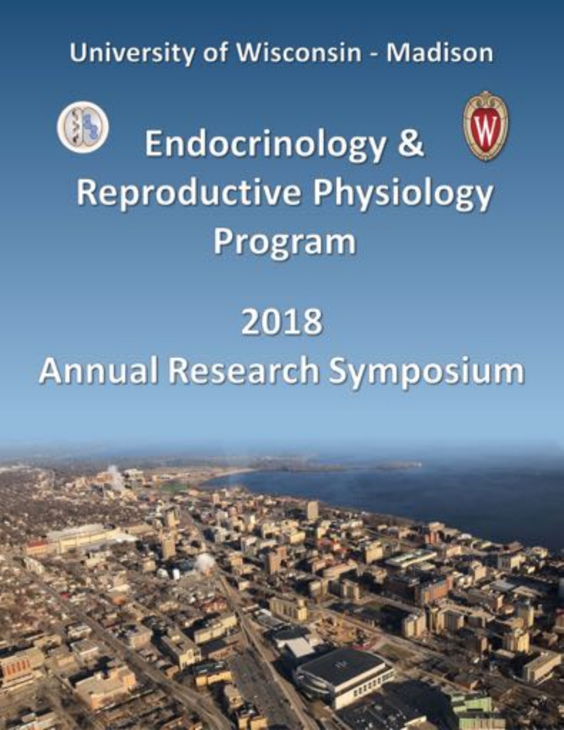University of Wisconsin - Madison

# Endocrinology & Reproductive Physiology Program

# 2018 Annual Research Symposium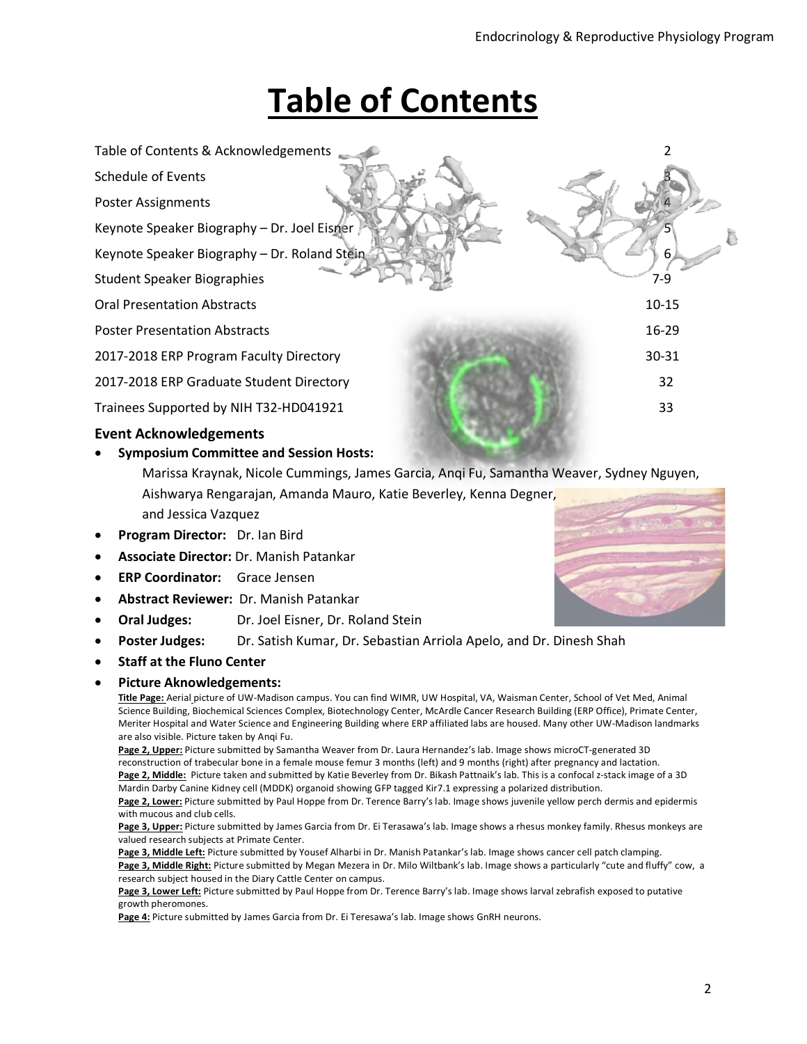# Table of Contents

| | |
|---|---|
| Table of Contents & Acknowledgements | 2 |
| Schedule of Events | 3 |
| Poster Assignments | 4 |
| Keynote Speaker Biography – Dr. Joel Eisner | 5 |
| Keynote Speaker Biography – Dr. Roland Stein | 6 |
| Student Speaker Biographies | 7-9 |
| Oral Presentation Abstracts | 10-15 |
| Poster Presentation Abstracts | 16-29 |
| 2017-2018 ERP Program Faculty Directory | 30-31 |
| 2017-2018 ERP Graduate Student Directory | 32 |
| Trainees Supported by NIH T32-HD041921 | 33 |

### Event Acknowledgements

- **Symposium Committee and Session Hosts:**
  Marissa Kraynak, Nicole Cummings, James Garcia, Anqi Fu, Samantha Weaver, Sydney Nguyen, Aishwarya Rengarajan, Amanda Mauro, Katie Beverley, Kenna Degner, and Jessica Vazquez
- **Program Director:** Dr. Ian Bird
- **Associate Director:** Dr. Manish Patankar
- **ERP Coordinator:** Grace Jensen
- **Abstract Reviewer:** Dr. Manish Patankar
- **Oral Judges:** Dr. Joel Eisner, Dr. Roland Stein
- **Poster Judges:** Dr. Satish Kumar, Dr. Sebastian Arriola Apelo, and Dr. Dinesh Shah
- **Staff at the Fluno Center**
- **Picture Aknowledgements:**

**Title Page:** Aerial picture of UW-Madison campus. You can find WIMR, UW Hospital, VA, Waisman Center, School of Vet Med, Animal Science Building, Biochemical Sciences Complex, Biotechnology Center, McArdle Cancer Research Building (ERP Office), Primate Center, Meriter Hospital and Water Science and Engineering Building where ERP affiliated labs are housed. Many other UW-Madison landmarks are also visible. Picture taken by Anqi Fu.

**Page 2, Upper:** Picture submitted by Samantha Weaver from Dr. Laura Hernandez's lab. Image shows microCT-generated 3D reconstruction of trabecular bone in a female mouse femur 3 months (left) and 9 months (right) after pregnancy and lactation.

**Page 2, Middle:** Picture taken and submitted by Katie Beverley from Dr. Bikash Pattnaik's lab. This is a confocal z-stack image of a 3D Mardin Darby Canine Kidney cell (MDDK) organoid showing GFP tagged Kir7.1 expressing a polarized distribution.

**Page 2, Lower:** Picture submitted by Paul Hoppe from Dr. Terence Barry's lab. Image shows juvenile yellow perch dermis and epidermis with mucous and club cells.

**Page 3, Upper:** Picture submitted by James Garcia from Dr. Ei Terasawa's lab. Image shows a rhesus monkey family. Rhesus monkeys are valued research subjects at Primate Center.

**Page 3, Middle Left:** Picture submitted by Yousef Alharbi in Dr. Manish Patankar's lab. Image shows cancer cell patch clamping.

**Page 3, Middle Right:** Picture submitted by Megan Mezera in Dr. Milo Wiltbank's lab. Image shows a particularly "cute and fluffy" cow, a research subject housed in the Diary Cattle Center on campus.

**Page 3, Lower Left:** Picture submitted by Paul Hoppe from Dr. Terence Barry's lab. Image shows larval zebrafish exposed to putative growth pheromones.

**Page 4:** Picture submitted by James Garcia from Dr. Ei Teresawa's lab. Image shows GnRH neurons.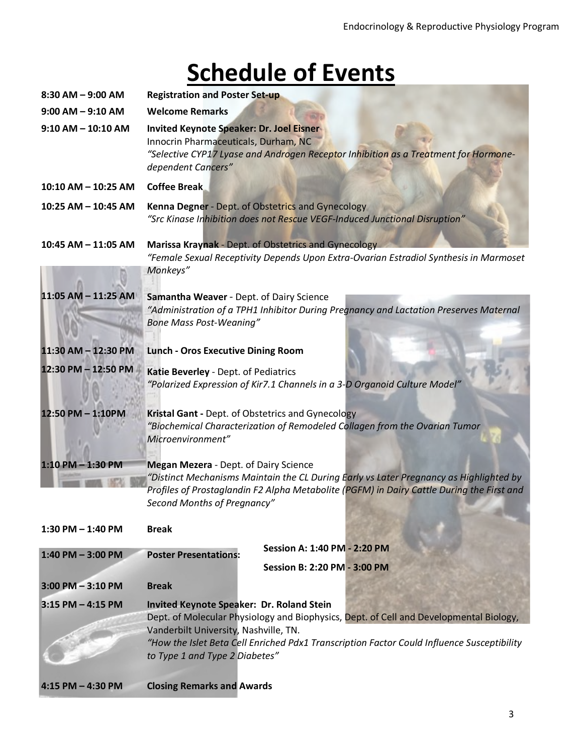# Schedule of Events

| | |
|---|---|
| **8:30 AM – 9:00 AM** | **Registration and Poster Set-up** |
| **9:00 AM – 9:10 AM** | **Welcome Remarks** |
| **9:10 AM – 10:10 AM** | **Invited Keynote Speaker: Dr. Joel Eisner** <br> Innocrin Pharmaceuticals, Durham, NC <br> *"Selective CYP17 Lyase and Androgen Receptor Inhibition as a Treatment for Hormone-dependent Cancers"* |
| **10:10 AM – 10:25 AM** | **Coffee Break** |
| **10:25 AM – 10:45 AM** | **Kenna Degner** - Dept. of Obstetrics and Gynecology <br> *"Src Kinase Inhibition does not Rescue VEGF-Induced Junctional Disruption"* |
| **10:45 AM – 11:05 AM** | **Marissa Kraynak** - Dept. of Obstetrics and Gynecology <br> *"Female Sexual Receptivity Depends Upon Extra-Ovarian Estradiol Synthesis in Marmoset Monkeys"* |
| **11:05 AM – 11:25 AM** | **Samantha Weaver** - Dept. of Dairy Science <br> *"Administration of a TPH1 Inhibitor During Pregnancy and Lactation Preserves Maternal Bone Mass Post-Weaning"* |
| **11:30 AM – 12:30 PM** | **Lunch - Oros Executive Dining Room** |
| **12:30 PM – 12:50 PM** | **Katie Beverley** - Dept. of Pediatrics <br> *"Polarized Expression of Kir7.1 Channels in a 3-D Organoid Culture Model"* |
| **12:50 PM – 1:10PM** | **Kristal Gant** - Dept. of Obstetrics and Gynecology <br> *"Biochemical Characterization of Remodeled Collagen from the Ovarian Tumor Microenvironment"* |
| **1:10 PM – 1:30 PM** | **Megan Mezera** - Dept. of Dairy Science <br> *"Distinct Mechanisms Maintain the CL During Early vs Later Pregnancy as Highlighted by Profiles of Prostaglandin F2 Alpha Metabolite (PGFM) in Dairy Cattle During the First and Second Months of Pregnancy"* |
| **1:30 PM – 1:40 PM** | **Break** |
| **1:40 PM – 3:00 PM** | **Poster Presentations:** <br> **Session A: 1:40 PM - 2:20 PM** <br> **Session B: 2:20 PM - 3:00 PM** |
| **3:00 PM – 3:10 PM** | **Break** |
| **3:15 PM – 4:15 PM** | **Invited Keynote Speaker: Dr. Roland Stein** <br> Dept. of Molecular Physiology and Biophysics, Dept. of Cell and Developmental Biology, Vanderbilt University, Nashville, TN. <br> *"How the Islet Beta Cell Enriched Pdx1 Transcription Factor Could Influence Susceptibility to Type 1 and Type 2 Diabetes"* |
| **4:15 PM – 4:30 PM** | **Closing Remarks and Awards** |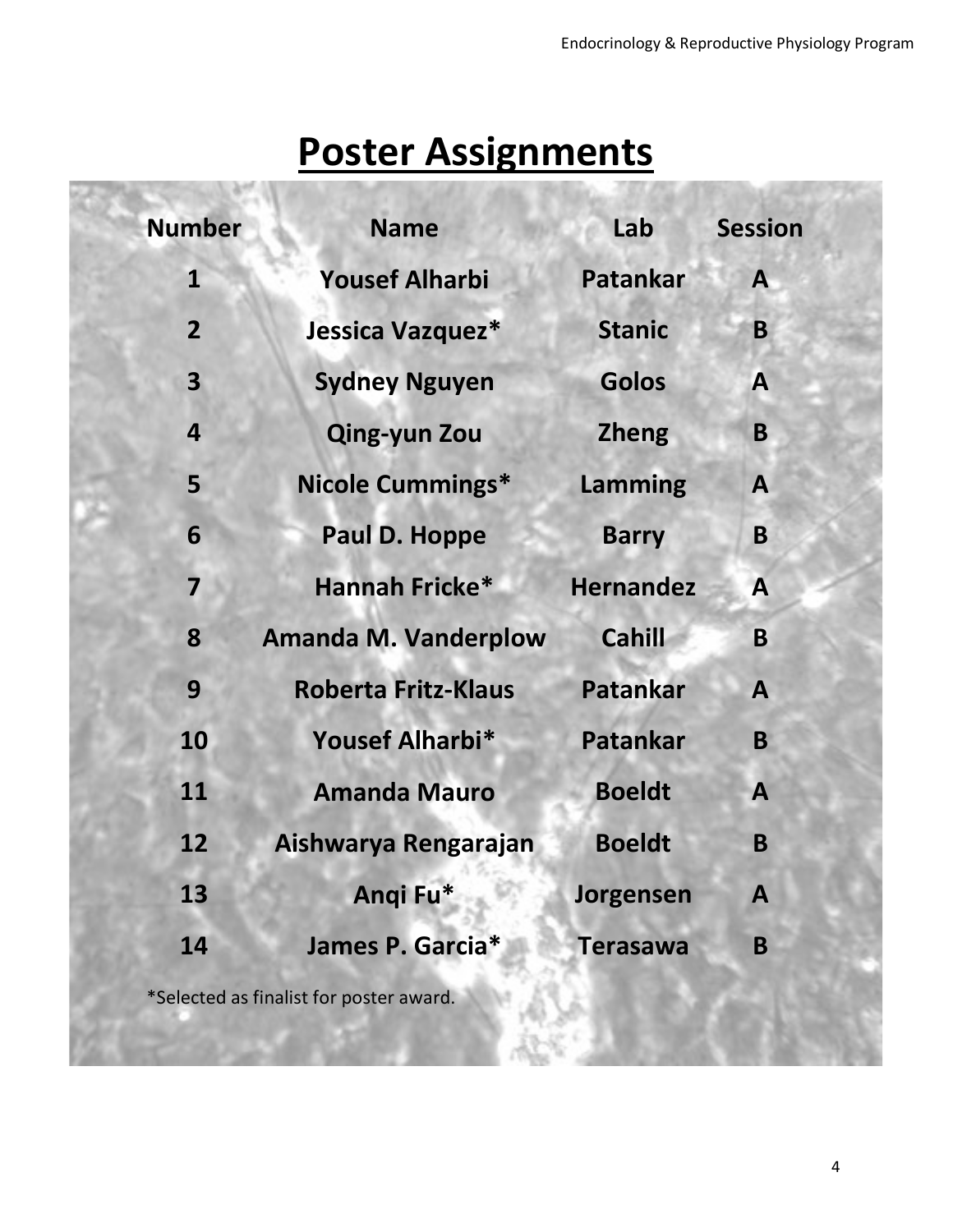# Poster Assignments

| Number | Name | Lab | Session |
|---|---|---|---|
| 1 | Yousef Alharbi | Patankar | A |
| 2 | Jessica Vazquez* | Stanic | B |
| 3 | Sydney Nguyen | Golos | A |
| 4 | Qing-yun Zou | Zheng | B |
| 5 | Nicole Cummings* | Lamming | A |
| 6 | Paul D. Hoppe | Barry | B |
| 7 | Hannah Fricke* | Hernandez | A |
| 8 | Amanda M. Vanderplow | Cahill | B |
| 9 | Roberta Fritz-Klaus | Patankar | A |
| 10 | Yousef Alharbi* | Patankar | B |
| 11 | Amanda Mauro | Boeldt | A |
| 12 | Aishwarya Rengarajan | Boeldt | B |
| 13 | Anqi Fu* | Jorgensen | A |
| 14 | James P. Garcia* | Terasawa | B |

*Selected as finalist for poster award.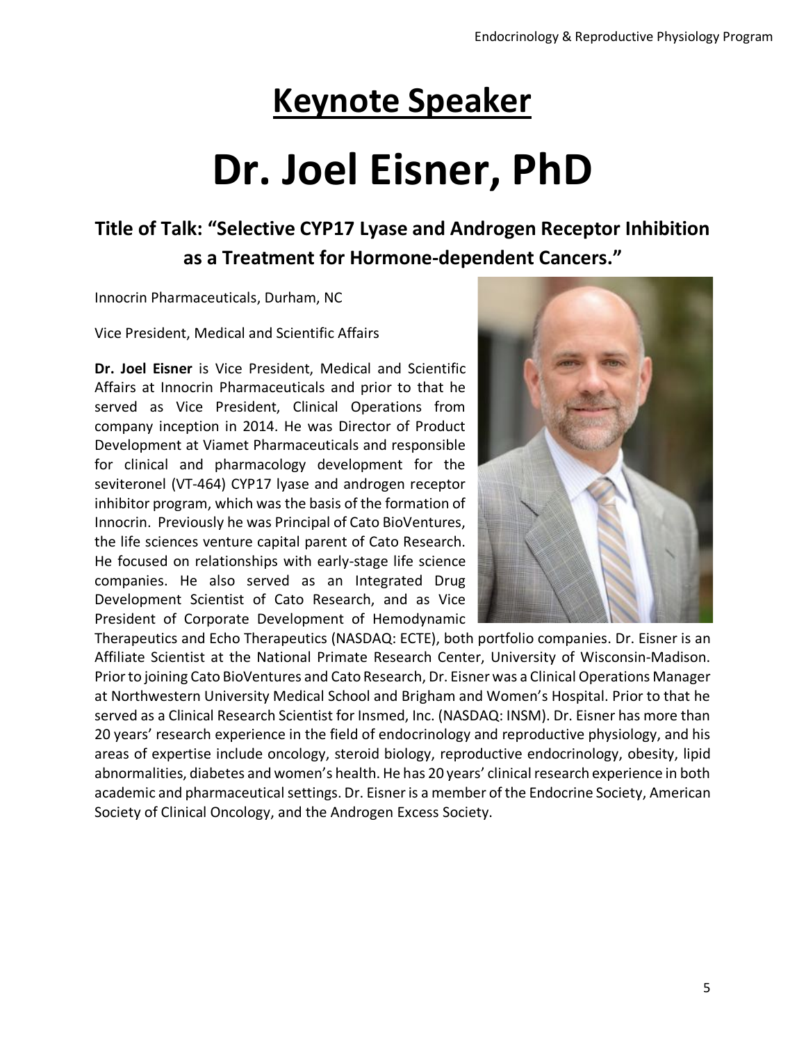# Keynote Speaker

# Dr. Joel Eisner, PhD

### Title of Talk: "Selective CYP17 Lyase and Androgen Receptor Inhibition as a Treatment for Hormone-dependent Cancers."

Innocrin Pharmaceuticals, Durham, NC

Vice President, Medical and Scientific Affairs

**Dr. Joel Eisner** is Vice President, Medical and Scientific Affairs at Innocrin Pharmaceuticals and prior to that he served as Vice President, Clinical Operations from company inception in 2014. He was Director of Product Development at Viamet Pharmaceuticals and responsible for clinical and pharmacology development for the seviteronel (VT-464) CYP17 lyase and androgen receptor inhibitor program, which was the basis of the formation of Innocrin. Previously he was Principal of Cato BioVentures, the life sciences venture capital parent of Cato Research. He focused on relationships with early-stage life science companies. He also served as an Integrated Drug Development Scientist of Cato Research, and as Vice President of Corporate Development of Hemodynamic Therapeutics and Echo Therapeutics (NASDAQ: ECTE), both portfolio companies. Dr. Eisner is an Affiliate Scientist at the National Primate Research Center, University of Wisconsin-Madison. Prior to joining Cato BioVentures and Cato Research, Dr. Eisner was a Clinical Operations Manager at Northwestern University Medical School and Brigham and Women's Hospital. Prior to that he served as a Clinical Research Scientist for Insmed, Inc. (NASDAQ: INSM). Dr. Eisner has more than 20 years' research experience in the field of endocrinology and reproductive physiology, and his areas of expertise include oncology, steroid biology, reproductive endocrinology, obesity, lipid abnormalities, diabetes and women's health. He has 20 years' clinical research experience in both academic and pharmaceutical settings. Dr. Eisner is a member of the Endocrine Society, American Society of Clinical Oncology, and the Androgen Excess Society.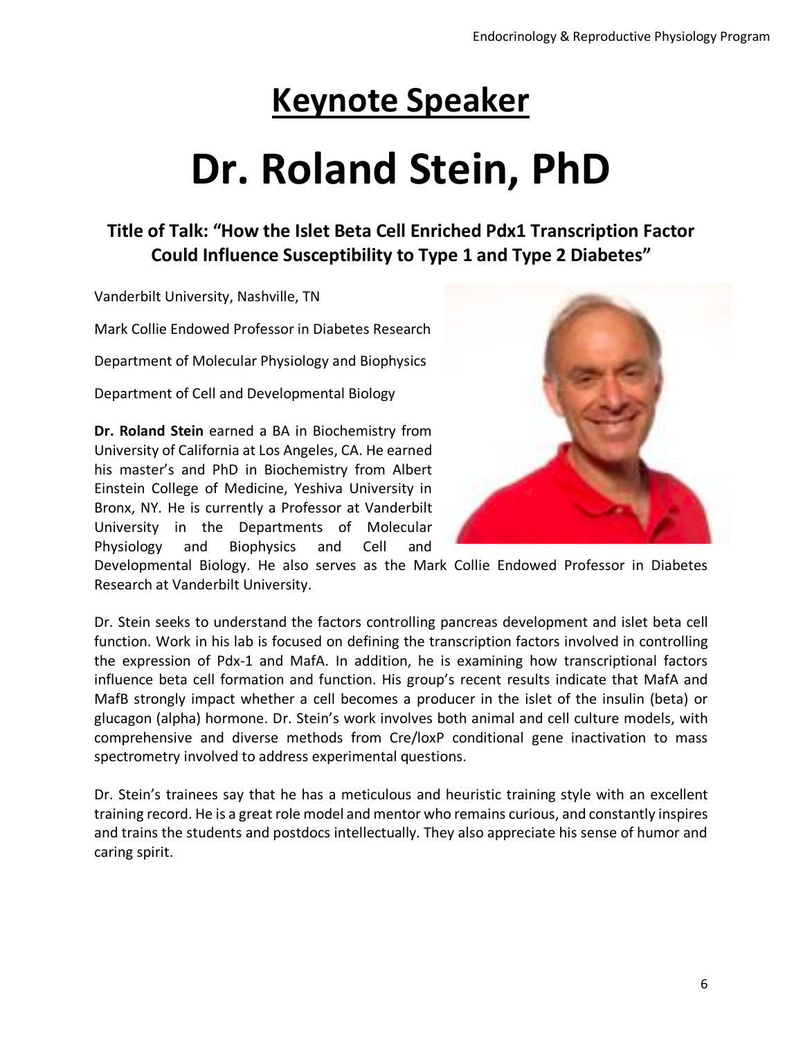# Keynote Speaker

# Dr. Roland Stein, PhD

### Title of Talk: "How the Islet Beta Cell Enriched Pdx1 Transcription Factor Could Influence Susceptibility to Type 1 and Type 2 Diabetes"

Vanderbilt University, Nashville, TN

Mark Collie Endowed Professor in Diabetes Research

Department of Molecular Physiology and Biophysics

Department of Cell and Developmental Biology

**Dr. Roland Stein** earned a BA in Biochemistry from University of California at Los Angeles, CA. He earned his master's and PhD in Biochemistry from Albert Einstein College of Medicine, Yeshiva University in Bronx, NY. He is currently a Professor at Vanderbilt University in the Departments of Molecular Physiology and Biophysics and Cell and Developmental Biology. He also serves as the Mark Collie Endowed Professor in Diabetes Research at Vanderbilt University.

Dr. Stein seeks to understand the factors controlling pancreas development and islet beta cell function. Work in his lab is focused on defining the transcription factors involved in controlling the expression of Pdx-1 and MafA. In addition, he is examining how transcriptional factors influence beta cell formation and function. His group's recent results indicate that MafA and MafB strongly impact whether a cell becomes a producer in the islet of the insulin (beta) or glucagon (alpha) hormone. Dr. Stein's work involves both animal and cell culture models, with comprehensive and diverse methods from Cre/loxP conditional gene inactivation to mass spectrometry involved to address experimental questions.

Dr. Stein's trainees say that he has a meticulous and heuristic training style with an excellent training record. He is a great role model and mentor who remains curious, and constantly inspires and trains the students and postdocs intellectually. They also appreciate his sense of humor and caring spirit.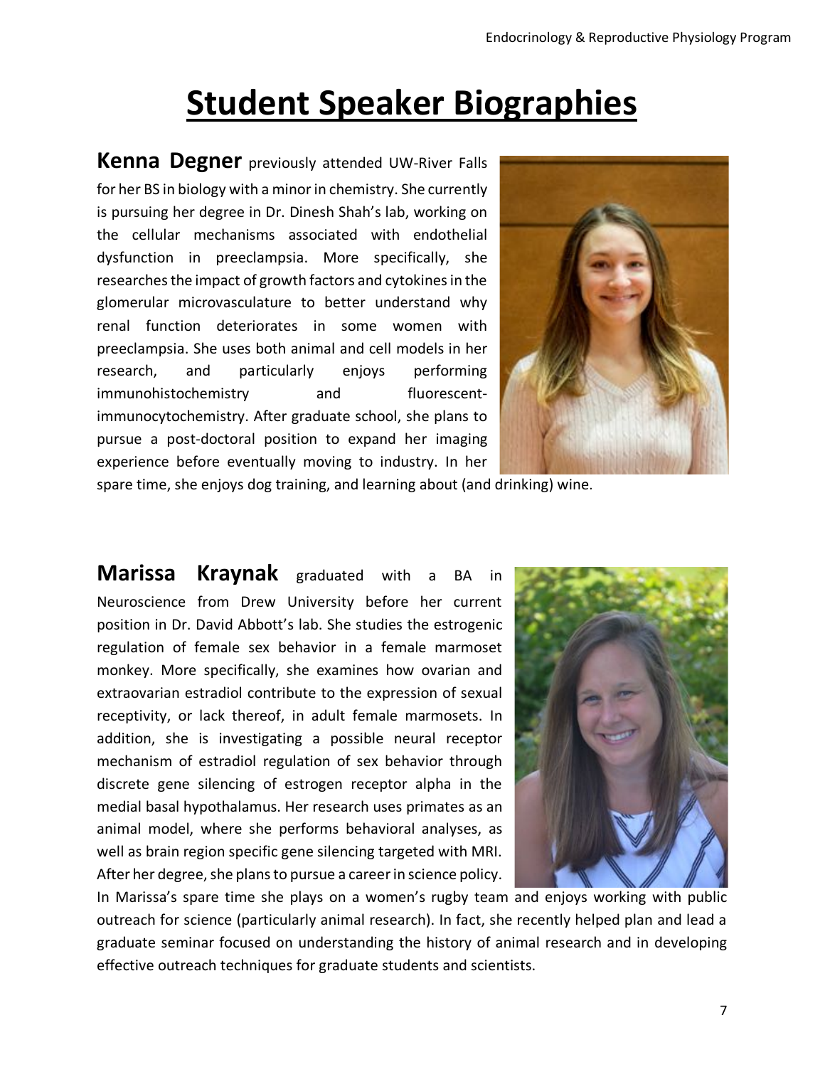# Student Speaker Biographies

**Kenna Degner** previously attended UW-River Falls for her BS in biology with a minor in chemistry. She currently is pursuing her degree in Dr. Dinesh Shah's lab, working on the cellular mechanisms associated with endothelial dysfunction in preeclampsia. More specifically, she researches the impact of growth factors and cytokines in the glomerular microvasculature to better understand why renal function deteriorates in some women with preeclampsia. She uses both animal and cell models in her research, and particularly enjoys performing immunohistochemistry and fluorescent-immunocytochemistry. After graduate school, she plans to pursue a post-doctoral position to expand her imaging experience before eventually moving to industry. In her spare time, she enjoys dog training, and learning about (and drinking) wine.

**Marissa Kraynak** graduated with a BA in Neuroscience from Drew University before her current position in Dr. David Abbott's lab. She studies the estrogenic regulation of female sex behavior in a female marmoset monkey. More specifically, she examines how ovarian and extraovarian estradiol contribute to the expression of sexual receptivity, or lack thereof, in adult female marmosets. In addition, she is investigating a possible neural receptor mechanism of estradiol regulation of sex behavior through discrete gene silencing of estrogen receptor alpha in the medial basal hypothalamus. Her research uses primates as an animal model, where she performs behavioral analyses, as well as brain region specific gene silencing targeted with MRI. After her degree, she plans to pursue a career in science policy. In Marissa's spare time she plays on a women's rugby team and enjoys working with public outreach for science (particularly animal research). In fact, she recently helped plan and lead a graduate seminar focused on understanding the history of animal research and in developing effective outreach techniques for graduate students and scientists.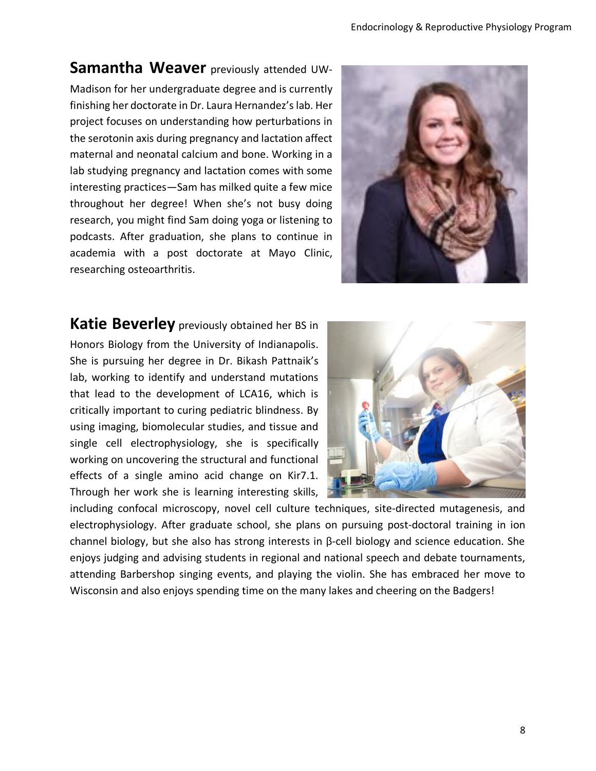**Samantha Weaver** previously attended UW-Madison for her undergraduate degree and is currently finishing her doctorate in Dr. Laura Hernandez's lab. Her project focuses on understanding how perturbations in the serotonin axis during pregnancy and lactation affect maternal and neonatal calcium and bone. Working in a lab studying pregnancy and lactation comes with some interesting practices—Sam has milked quite a few mice throughout her degree! When she's not busy doing research, you might find Sam doing yoga or listening to podcasts. After graduation, she plans to continue in academia with a post doctorate at Mayo Clinic, researching osteoarthritis.

**Katie Beverley** previously obtained her BS in Honors Biology from the University of Indianapolis. She is pursuing her degree in Dr. Bikash Pattnaik's lab, working to identify and understand mutations that lead to the development of LCA16, which is critically important to curing pediatric blindness. By using imaging, biomolecular studies, and tissue and single cell electrophysiology, she is specifically working on uncovering the structural and functional effects of a single amino acid change on Kir7.1. Through her work she is learning interesting skills, including confocal microscopy, novel cell culture techniques, site-directed mutagenesis, and electrophysiology. After graduate school, she plans on pursuing post-doctoral training in ion channel biology, but she also has strong interests in β-cell biology and science education. She enjoys judging and advising students in regional and national speech and debate tournaments, attending Barbershop singing events, and playing the violin. She has embraced her move to Wisconsin and also enjoys spending time on the many lakes and cheering on the Badgers!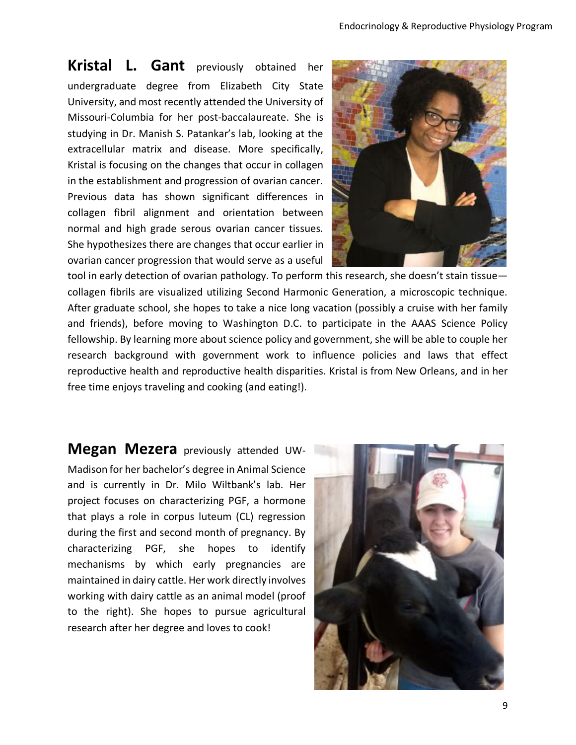**Kristal L. Gant** previously obtained her undergraduate degree from Elizabeth City State University, and most recently attended the University of Missouri-Columbia for her post-baccalaureate. She is studying in Dr. Manish S. Patankar's lab, looking at the extracellular matrix and disease. More specifically, Kristal is focusing on the changes that occur in collagen in the establishment and progression of ovarian cancer. Previous data has shown significant differences in collagen fibril alignment and orientation between normal and high grade serous ovarian cancer tissues. She hypothesizes there are changes that occur earlier in ovarian cancer progression that would serve as a useful tool in early detection of ovarian pathology. To perform this research, she doesn't stain tissue—collagen fibrils are visualized utilizing Second Harmonic Generation, a microscopic technique. After graduate school, she hopes to take a nice long vacation (possibly a cruise with her family and friends), before moving to Washington D.C. to participate in the AAAS Science Policy fellowship. By learning more about science policy and government, she will be able to couple her research background with government work to influence policies and laws that effect reproductive health and reproductive health disparities. Kristal is from New Orleans, and in her free time enjoys traveling and cooking (and eating!).

**Megan Mezera** previously attended UW-Madison for her bachelor's degree in Animal Science and is currently in Dr. Milo Wiltbank's lab. Her project focuses on characterizing PGF, a hormone that plays a role in corpus luteum (CL) regression during the first and second month of pregnancy. By characterizing PGF, she hopes to identify mechanisms by which early pregnancies are maintained in dairy cattle. Her work directly involves working with dairy cattle as an animal model (proof to the right). She hopes to pursue agricultural research after her degree and loves to cook!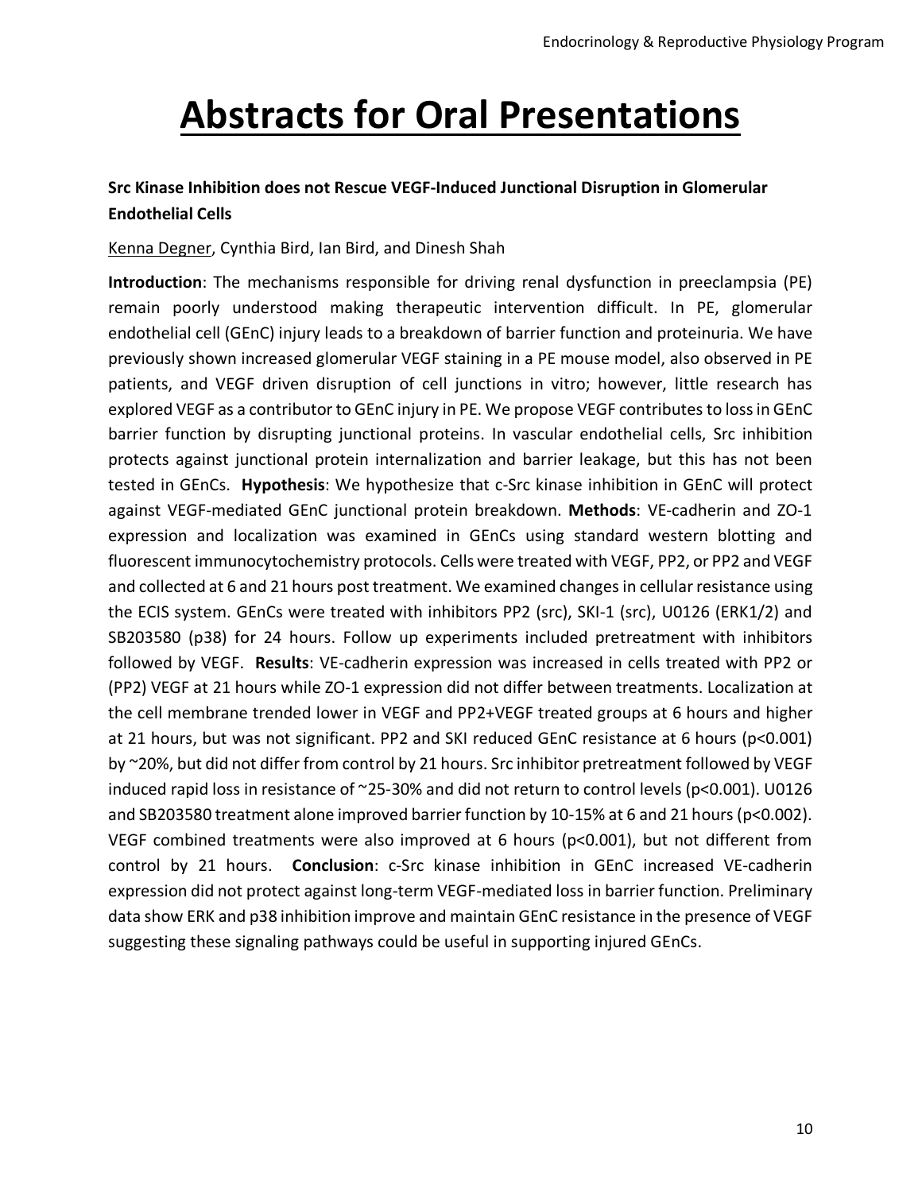# Abstracts for Oral Presentations

**Src Kinase Inhibition does not Rescue VEGF-Induced Junctional Disruption in Glomerular Endothelial Cells**

Kenna Degner, Cynthia Bird, Ian Bird, and Dinesh Shah

**Introduction**: The mechanisms responsible for driving renal dysfunction in preeclampsia (PE) remain poorly understood making therapeutic intervention difficult. In PE, glomerular endothelial cell (GEnC) injury leads to a breakdown of barrier function and proteinuria. We have previously shown increased glomerular VEGF staining in a PE mouse model, also observed in PE patients, and VEGF driven disruption of cell junctions in vitro; however, little research has explored VEGF as a contributor to GEnC injury in PE. We propose VEGF contributes to loss in GEnC barrier function by disrupting junctional proteins. In vascular endothelial cells, Src inhibition protects against junctional protein internalization and barrier leakage, but this has not been tested in GEnCs. **Hypothesis**: We hypothesize that c-Src kinase inhibition in GEnC will protect against VEGF-mediated GEnC junctional protein breakdown. **Methods**: VE-cadherin and ZO-1 expression and localization was examined in GEnCs using standard western blotting and fluorescent immunocytochemistry protocols. Cells were treated with VEGF, PP2, or PP2 and VEGF and collected at 6 and 21 hours post treatment. We examined changes in cellular resistance using the ECIS system. GEnCs were treated with inhibitors PP2 (src), SKI-1 (src), U0126 (ERK1/2) and SB203580 (p38) for 24 hours. Follow up experiments included pretreatment with inhibitors followed by VEGF. **Results**: VE-cadherin expression was increased in cells treated with PP2 or (PP2) VEGF at 21 hours while ZO-1 expression did not differ between treatments. Localization at the cell membrane trended lower in VEGF and PP2+VEGF treated groups at 6 hours and higher at 21 hours, but was not significant. PP2 and SKI reduced GEnC resistance at 6 hours ($p<0.001$) by ~20%, but did not differ from control by 21 hours. Src inhibitor pretreatment followed by VEGF induced rapid loss in resistance of ~25-30% and did not return to control levels ($p<0.001$). U0126 and SB203580 treatment alone improved barrier function by 10-15% at 6 and 21 hours ($p<0.002$). VEGF combined treatments were also improved at 6 hours ($p<0.001$), but not different from control by 21 hours. **Conclusion**: c-Src kinase inhibition in GEnC increased VE-cadherin expression did not protect against long-term VEGF-mediated loss in barrier function. Preliminary data show ERK and p38 inhibition improve and maintain GEnC resistance in the presence of VEGF suggesting these signaling pathways could be useful in supporting injured GEnCs.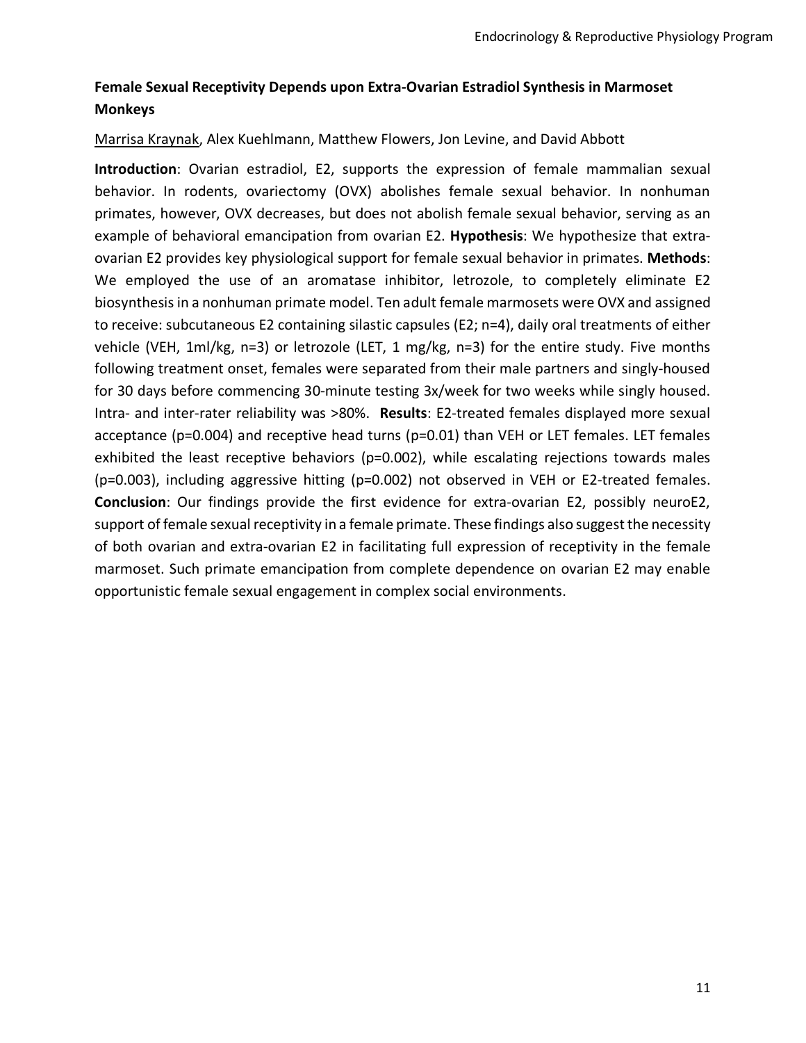## Female Sexual Receptivity Depends upon Extra-Ovarian Estradiol Synthesis in Marmoset Monkeys

<u>Marrisa Kraynak</u>, Alex Kuehlmann, Matthew Flowers, Jon Levine, and David Abbott

**Introduction**: Ovarian estradiol, E2, supports the expression of female mammalian sexual behavior. In rodents, ovariectomy (OVX) abolishes female sexual behavior. In nonhuman primates, however, OVX decreases, but does not abolish female sexual behavior, serving as an example of behavioral emancipation from ovarian E2. **Hypothesis**: We hypothesize that extra-ovarian E2 provides key physiological support for female sexual behavior in primates. **Methods**: We employed the use of an aromatase inhibitor, letrozole, to completely eliminate E2 biosynthesis in a nonhuman primate model. Ten adult female marmosets were OVX and assigned to receive: subcutaneous E2 containing silastic capsules (E2; n=4), daily oral treatments of either vehicle (VEH, 1ml/kg, n=3) or letrozole (LET, 1 mg/kg, n=3) for the entire study. Five months following treatment onset, females were separated from their male partners and singly-housed for 30 days before commencing 30-minute testing 3x/week for two weeks while singly housed. Intra- and inter-rater reliability was >80%. **Results**: E2-treated females displayed more sexual acceptance ($p=0.004$) and receptive head turns ($p=0.01$) than VEH or LET females. LET females exhibited the least receptive behaviors ($p=0.002$), while escalating rejections towards males ($p=0.003$), including aggressive hitting ($p=0.002$) not observed in VEH or E2-treated females. **Conclusion**: Our findings provide the first evidence for extra-ovarian E2, possibly neuroE2, support of female sexual receptivity in a female primate. These findings also suggest the necessity of both ovarian and extra-ovarian E2 in facilitating full expression of receptivity in the female marmoset. Such primate emancipation from complete dependence on ovarian E2 may enable opportunistic female sexual engagement in complex social environments.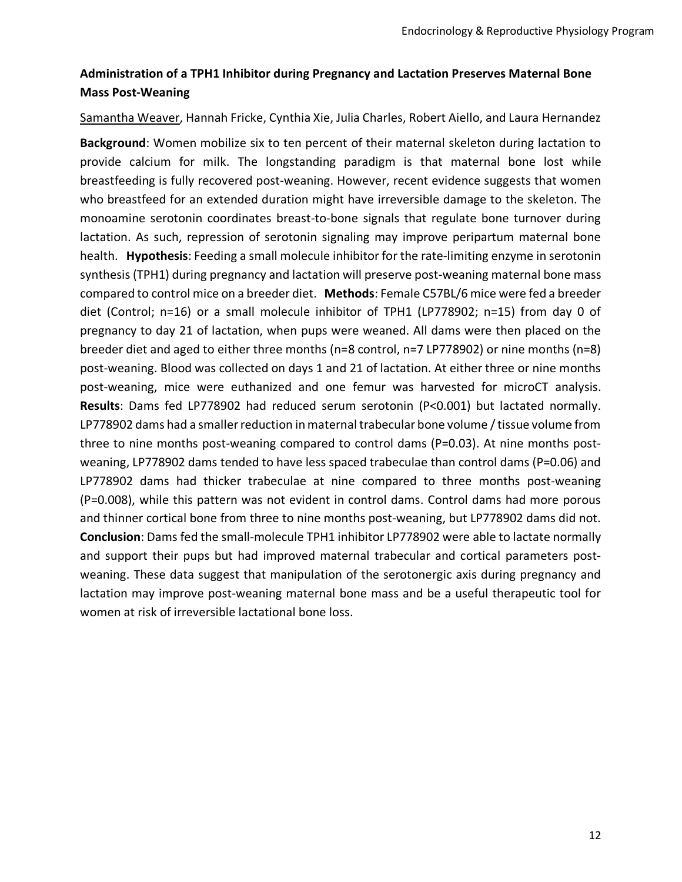## Administration of a TPH1 Inhibitor during Pregnancy and Lactation Preserves Maternal Bone Mass Post-Weaning

<u>Samantha Weaver</u>, Hannah Fricke, Cynthia Xie, Julia Charles, Robert Aiello, and Laura Hernandez

**Background**: Women mobilize six to ten percent of their maternal skeleton during lactation to provide calcium for milk. The longstanding paradigm is that maternal bone lost while breastfeeding is fully recovered post-weaning. However, recent evidence suggests that women who breastfeed for an extended duration might have irreversible damage to the skeleton. The monoamine serotonin coordinates breast-to-bone signals that regulate bone turnover during lactation. As such, repression of serotonin signaling may improve peripartum maternal bone health. **Hypothesis**: Feeding a small molecule inhibitor for the rate-limiting enzyme in serotonin synthesis (TPH1) during pregnancy and lactation will preserve post-weaning maternal bone mass compared to control mice on a breeder diet. **Methods**: Female C57BL/6 mice were fed a breeder diet (Control; n=16) or a small molecule inhibitor of TPH1 (LP778902; n=15) from day 0 of pregnancy to day 21 of lactation, when pups were weaned. All dams were then placed on the breeder diet and aged to either three months (n=8 control, n=7 LP778902) or nine months (n=8) post-weaning. Blood was collected on days 1 and 21 of lactation. At either three or nine months post-weaning, mice were euthanized and one femur was harvested for microCT analysis. **Results**: Dams fed LP778902 had reduced serum serotonin ($P<0.001$) but lactated normally. LP778902 dams had a smaller reduction in maternal trabecular bone volume / tissue volume from three to nine months post-weaning compared to control dams ($P=0.03$). At nine months post-weaning, LP778902 dams tended to have less spaced trabeculae than control dams ($P=0.06$) and LP778902 dams had thicker trabeculae at nine compared to three months post-weaning ($P=0.008$), while this pattern was not evident in control dams. Control dams had more porous and thinner cortical bone from three to nine months post-weaning, but LP778902 dams did not. **Conclusion**: Dams fed the small-molecule TPH1 inhibitor LP778902 were able to lactate normally and support their pups but had improved maternal trabecular and cortical parameters post-weaning. These data suggest that manipulation of the serotonergic axis during pregnancy and lactation may improve post-weaning maternal bone mass and be a useful therapeutic tool for women at risk of irreversible lactational bone loss.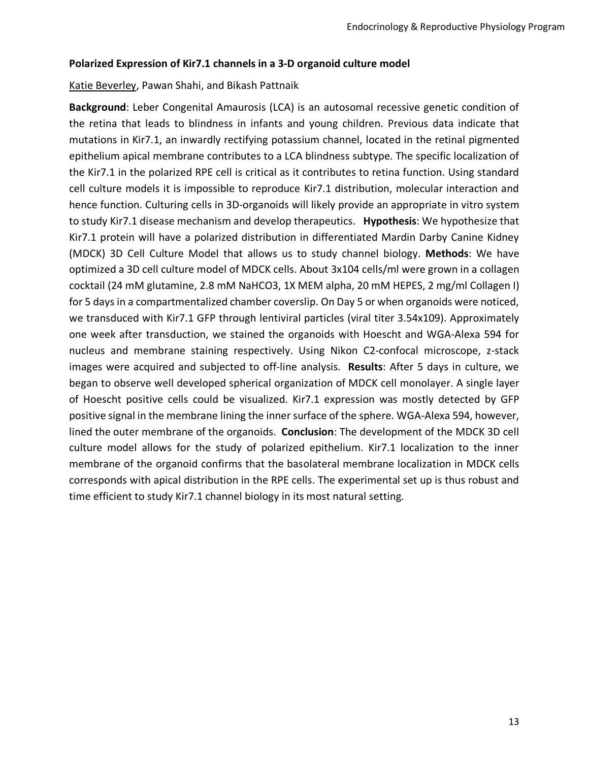### Polarized Expression of Kir7.1 channels in a 3-D organoid culture model

Katie Beverley, Pawan Shahi, and Bikash Pattnaik

**Background**: Leber Congenital Amaurosis (LCA) is an autosomal recessive genetic condition of the retina that leads to blindness in infants and young children. Previous data indicate that mutations in Kir7.1, an inwardly rectifying potassium channel, located in the retinal pigmented epithelium apical membrane contributes to a LCA blindness subtype. The specific localization of the Kir7.1 in the polarized RPE cell is critical as it contributes to retina function. Using standard cell culture models it is impossible to reproduce Kir7.1 distribution, molecular interaction and hence function. Culturing cells in 3D-organoids will likely provide an appropriate in vitro system to study Kir7.1 disease mechanism and develop therapeutics. **Hypothesis**: We hypothesize that Kir7.1 protein will have a polarized distribution in differentiated Mardin Darby Canine Kidney (MDCK) 3D Cell Culture Model that allows us to study channel biology. **Methods**: We have optimized a 3D cell culture model of MDCK cells. About 3x104 cells/ml were grown in a collagen cocktail (24 mM glutamine, 2.8 mM $NaHCO_3$, 1X MEM alpha, 20 mM HEPES, 2 mg/ml Collagen I) for 5 days in a compartmentalized chamber coverslip. On Day 5 or when organoids were noticed, we transduced with Kir7.1 GFP through lentiviral particles (viral titer 3.54x109). Approximately one week after transduction, we stained the organoids with Hoescht and WGA-Alexa 594 for nucleus and membrane staining respectively. Using Nikon C2-confocal microscope, z-stack images were acquired and subjected to off-line analysis. **Results**: After 5 days in culture, we began to observe well developed spherical organization of MDCK cell monolayer. A single layer of Hoescht positive cells could be visualized. Kir7.1 expression was mostly detected by GFP positive signal in the membrane lining the inner surface of the sphere. WGA-Alexa 594, however, lined the outer membrane of the organoids. **Conclusion**: The development of the MDCK 3D cell culture model allows for the study of polarized epithelium. Kir7.1 localization to the inner membrane of the organoid confirms that the basolateral membrane localization in MDCK cells corresponds with apical distribution in the RPE cells. The experimental set up is thus robust and time efficient to study Kir7.1 channel biology in its most natural setting.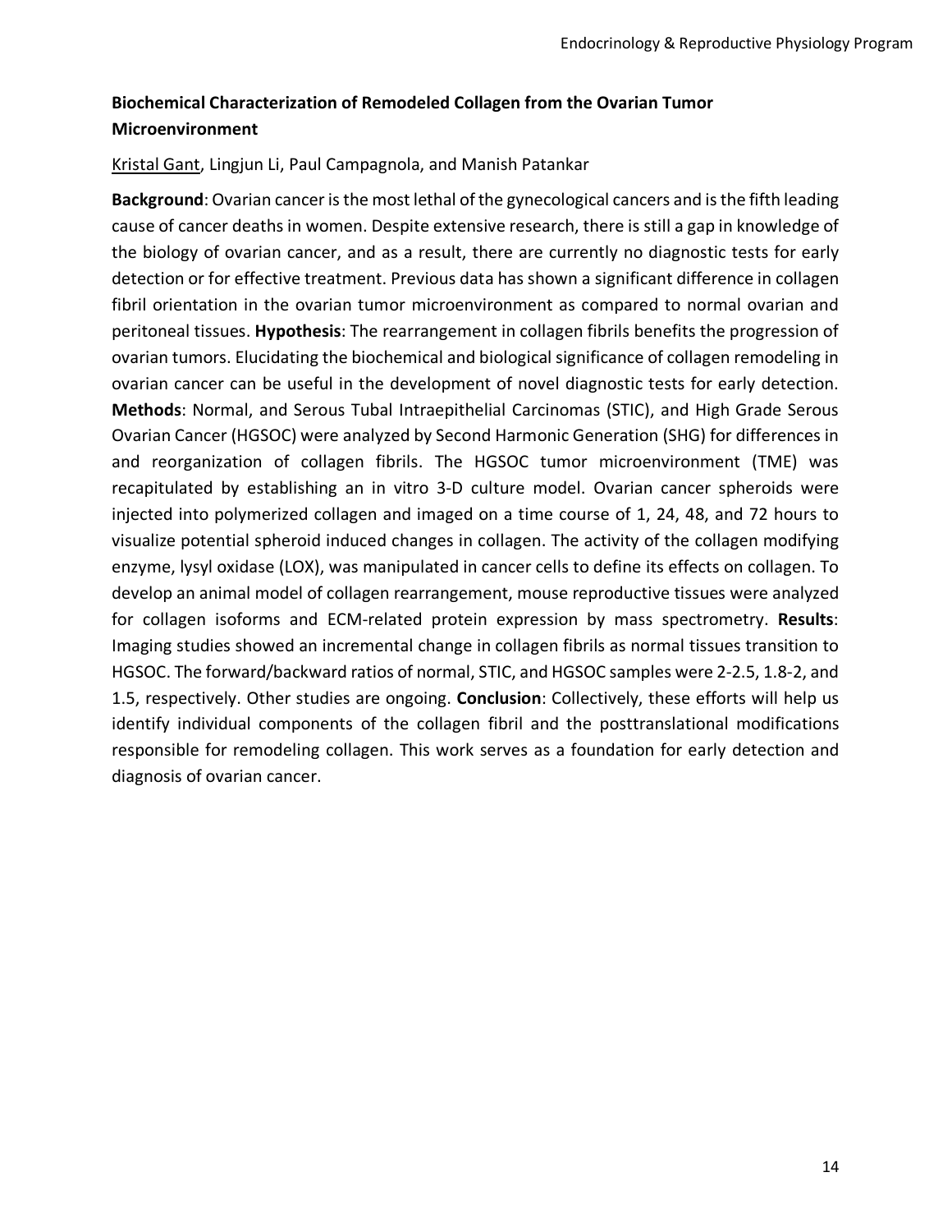## Biochemical Characterization of Remodeled Collagen from the Ovarian Tumor Microenvironment

Kristal Gant, Lingjun Li, Paul Campagnola, and Manish Patankar

**Background**: Ovarian cancer is the most lethal of the gynecological cancers and is the fifth leading cause of cancer deaths in women. Despite extensive research, there is still a gap in knowledge of the biology of ovarian cancer, and as a result, there are currently no diagnostic tests for early detection or for effective treatment. Previous data has shown a significant difference in collagen fibril orientation in the ovarian tumor microenvironment as compared to normal ovarian and peritoneal tissues. **Hypothesis**: The rearrangement in collagen fibrils benefits the progression of ovarian tumors. Elucidating the biochemical and biological significance of collagen remodeling in ovarian cancer can be useful in the development of novel diagnostic tests for early detection. **Methods**: Normal, and Serous Tubal Intraepithelial Carcinomas (STIC), and High Grade Serous Ovarian Cancer (HGSOC) were analyzed by Second Harmonic Generation (SHG) for differences in and reorganization of collagen fibrils. The HGSOC tumor microenvironment (TME) was recapitulated by establishing an in vitro 3-D culture model. Ovarian cancer spheroids were injected into polymerized collagen and imaged on a time course of 1, 24, 48, and 72 hours to visualize potential spheroid induced changes in collagen. The activity of the collagen modifying enzyme, lysyl oxidase (LOX), was manipulated in cancer cells to define its effects on collagen. To develop an animal model of collagen rearrangement, mouse reproductive tissues were analyzed for collagen isoforms and ECM-related protein expression by mass spectrometry. **Results**: Imaging studies showed an incremental change in collagen fibrils as normal tissues transition to HGSOC. The forward/backward ratios of normal, STIC, and HGSOC samples were 2-2.5, 1.8-2, and 1.5, respectively. Other studies are ongoing. **Conclusion**: Collectively, these efforts will help us identify individual components of the collagen fibril and the posttranslational modifications responsible for remodeling collagen. This work serves as a foundation for early detection and diagnosis of ovarian cancer.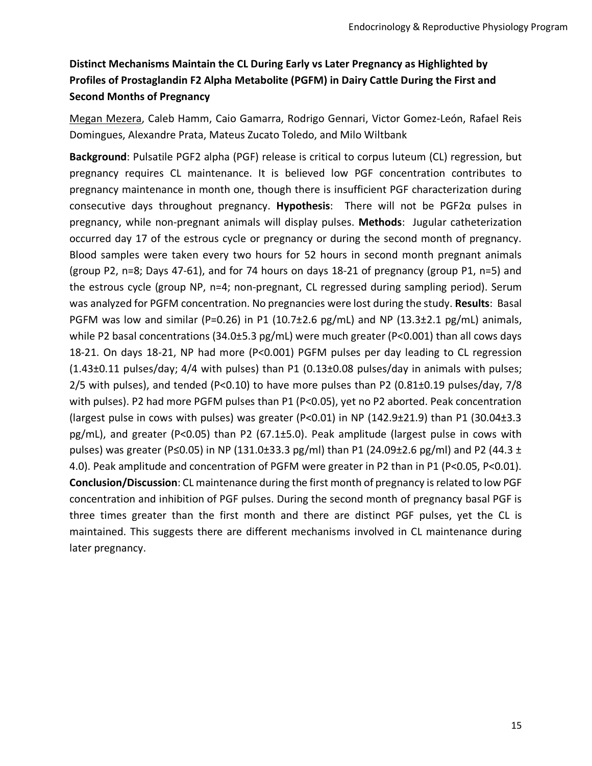## Distinct Mechanisms Maintain the CL During Early vs Later Pregnancy as Highlighted by Profiles of Prostaglandin F2 Alpha Metabolite (PGFM) in Dairy Cattle During the First and Second Months of Pregnancy

Megan Mezera, Caleb Hamm, Caio Gamarra, Rodrigo Gennari, Victor Gomez-León, Rafael Reis Domingues, Alexandre Prata, Mateus Zucato Toledo, and Milo Wiltbank

**Background**: Pulsatile PGF2 alpha (PGF) release is critical to corpus luteum (CL) regression, but pregnancy requires CL maintenance. It is believed low PGF concentration contributes to pregnancy maintenance in month one, though there is insufficient PGF characterization during consecutive days throughout pregnancy. **Hypothesis**: There will not be PGF2α pulses in pregnancy, while non-pregnant animals will display pulses. **Methods**: Jugular catheterization occurred day 17 of the estrous cycle or pregnancy or during the second month of pregnancy. Blood samples were taken every two hours for 52 hours in second month pregnant animals (group P2, n=8; Days 47-61), and for 74 hours on days 18-21 of pregnancy (group P1, n=5) and the estrous cycle (group NP, n=4; non-pregnant, CL regressed during sampling period). Serum was analyzed for PGFM concentration. No pregnancies were lost during the study. **Results**: Basal PGFM was low and similar ($P=0.26$) in P1 (10.7±2.6 pg/mL) and NP (13.3±2.1 pg/mL) animals, while P2 basal concentrations (34.0±5.3 pg/mL) were much greater ($P<0.001$) than all cows days 18-21. On days 18-21, NP had more ($P<0.001$) PGFM pulses per day leading to CL regression (1.43±0.11 pulses/day; 4/4 with pulses) than P1 (0.13±0.08 pulses/day in animals with pulses; 2/5 with pulses), and tended ($P<0.10$) to have more pulses than P2 (0.81±0.19 pulses/day, 7/8 with pulses). P2 had more PGFM pulses than P1 ($P<0.05$), yet no P2 aborted. Peak concentration (largest pulse in cows with pulses) was greater ($P<0.01$) in NP (142.9±21.9) than P1 (30.04±3.3 pg/mL), and greater ($P<0.05$) than P2 (67.1±5.0). Peak amplitude (largest pulse in cows with pulses) was greater ($P\leq0.05$) in NP (131.0±33.3 pg/ml) than P1 (24.09±2.6 pg/ml) and P2 (44.3 ± 4.0). Peak amplitude and concentration of PGFM were greater in P2 than in P1 ($P<0.05$, $P<0.01$). **Conclusion/Discussion**: CL maintenance during the first month of pregnancy is related to low PGF concentration and inhibition of PGF pulses. During the second month of pregnancy basal PGF is three times greater than the first month and there are distinct PGF pulses, yet the CL is maintained. This suggests there are different mechanisms involved in CL maintenance during later pregnancy.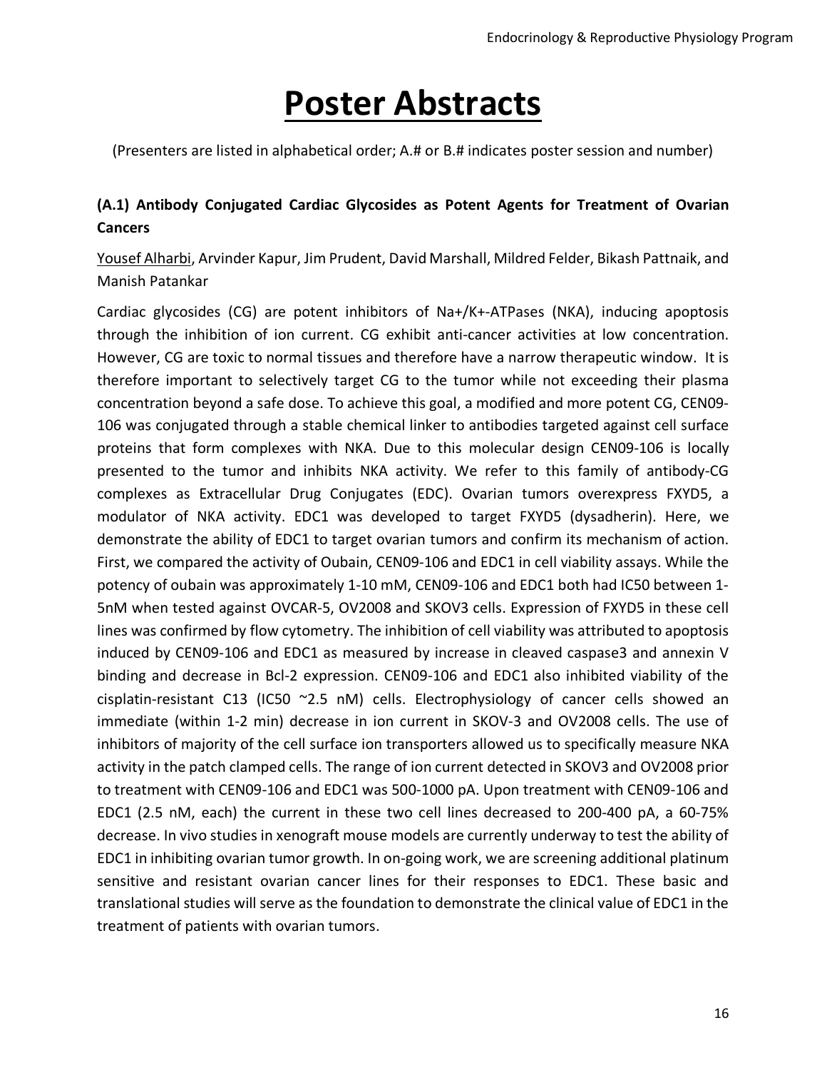# Poster Abstracts

(Presenters are listed in alphabetical order; A.# or B.# indicates poster session and number)

### (A.1) Antibody Conjugated Cardiac Glycosides as Potent Agents for Treatment of Ovarian Cancers

<u>Yousef Alharbi</u>, Arvinder Kapur, Jim Prudent, David Marshall, Mildred Felder, Bikash Pattnaik, and Manish Patankar

Cardiac glycosides (CG) are potent inhibitors of Na+/K+-ATPases (NKA), inducing apoptosis through the inhibition of ion current. CG exhibit anti-cancer activities at low concentration. However, CG are toxic to normal tissues and therefore have a narrow therapeutic window. It is therefore important to selectively target CG to the tumor while not exceeding their plasma concentration beyond a safe dose. To achieve this goal, a modified and more potent CG, CEN09-106 was conjugated through a stable chemical linker to antibodies targeted against cell surface proteins that form complexes with NKA. Due to this molecular design CEN09-106 is locally presented to the tumor and inhibits NKA activity. We refer to this family of antibody-CG complexes as Extracellular Drug Conjugates (EDC). Ovarian tumors overexpress FXYD5, a modulator of NKA activity. EDC1 was developed to target FXYD5 (dysadherin). Here, we demonstrate the ability of EDC1 to target ovarian tumors and confirm its mechanism of action. First, we compared the activity of Oubain, CEN09-106 and EDC1 in cell viability assays. While the potency of oubain was approximately 1-10 mM, CEN09-106 and EDC1 both had IC50 between 1-5nM when tested against OVCAR-5, OV2008 and SKOV3 cells. Expression of FXYD5 in these cell lines was confirmed by flow cytometry. The inhibition of cell viability was attributed to apoptosis induced by CEN09-106 and EDC1 as measured by increase in cleaved caspase3 and annexin V binding and decrease in Bcl-2 expression. CEN09-106 and EDC1 also inhibited viability of the cisplatin-resistant C13 (IC50 ~2.5 nM) cells. Electrophysiology of cancer cells showed an immediate (within 1-2 min) decrease in ion current in SKOV-3 and OV2008 cells. The use of inhibitors of majority of the cell surface ion transporters allowed us to specifically measure NKA activity in the patch clamped cells. The range of ion current detected in SKOV3 and OV2008 prior to treatment with CEN09-106 and EDC1 was 500-1000 pA. Upon treatment with CEN09-106 and EDC1 (2.5 nM, each) the current in these two cell lines decreased to 200-400 pA, a 60-75% decrease. In vivo studies in xenograft mouse models are currently underway to test the ability of EDC1 in inhibiting ovarian tumor growth. In on-going work, we are screening additional platinum sensitive and resistant ovarian cancer lines for their responses to EDC1. These basic and translational studies will serve as the foundation to demonstrate the clinical value of EDC1 in the treatment of patients with ovarian tumors.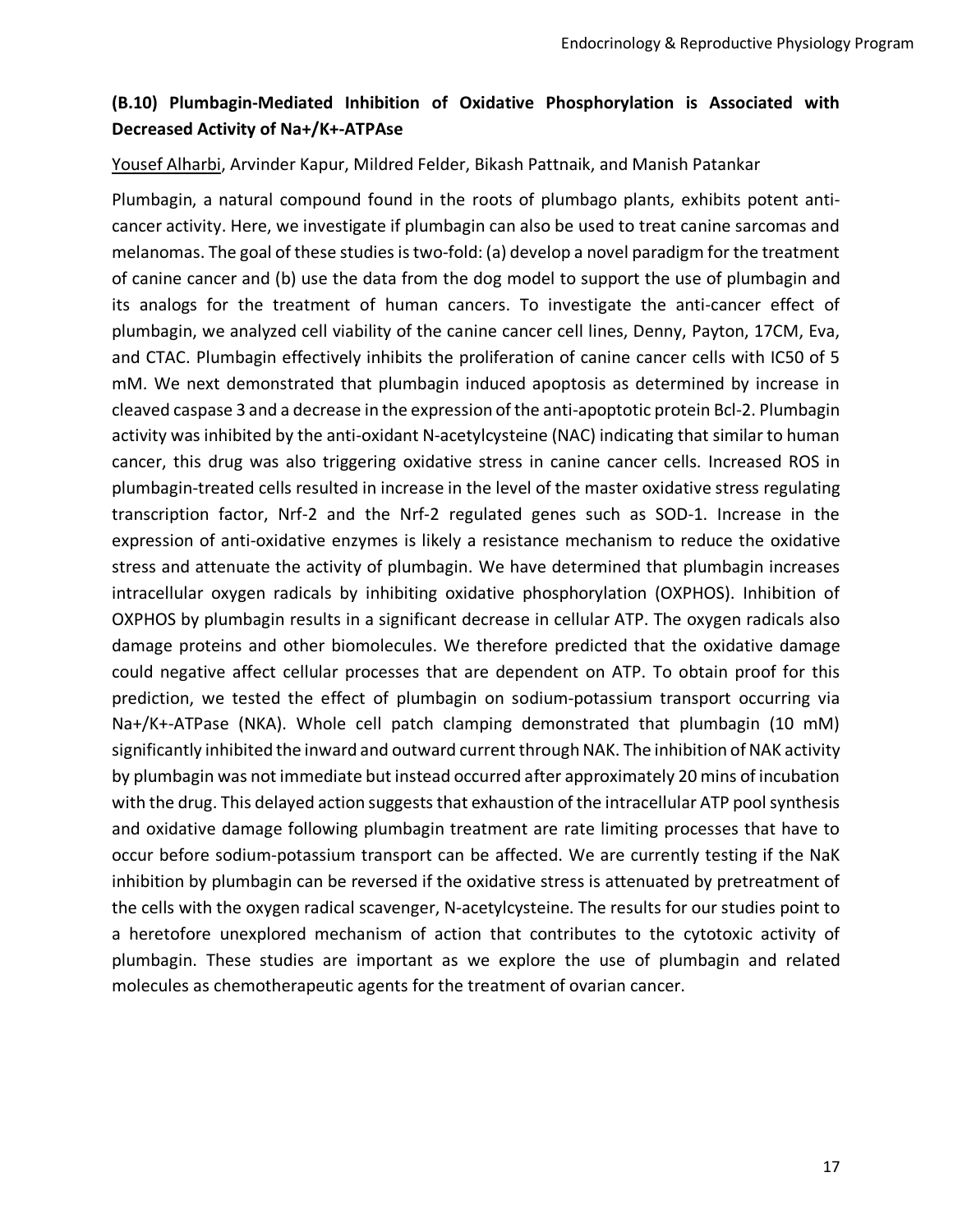### (B.10) Plumbagin-Mediated Inhibition of Oxidative Phosphorylation is Associated with Decreased Activity of Na+/K+-ATPAse

Yousef Alharbi, Arvinder Kapur, Mildred Felder, Bikash Pattnaik, and Manish Patankar

Plumbagin, a natural compound found in the roots of plumbago plants, exhibits potent anti-cancer activity. Here, we investigate if plumbagin can also be used to treat canine sarcomas and melanomas. The goal of these studies is two-fold: (a) develop a novel paradigm for the treatment of canine cancer and (b) use the data from the dog model to support the use of plumbagin and its analogs for the treatment of human cancers. To investigate the anti-cancer effect of plumbagin, we analyzed cell viability of the canine cancer cell lines, Denny, Payton, 17CM, Eva, and CTAC. Plumbagin effectively inhibits the proliferation of canine cancer cells with IC50 of 5 mM. We next demonstrated that plumbagin induced apoptosis as determined by increase in cleaved caspase 3 and a decrease in the expression of the anti-apoptotic protein Bcl-2. Plumbagin activity was inhibited by the anti-oxidant N-acetylcysteine (NAC) indicating that similar to human cancer, this drug was also triggering oxidative stress in canine cancer cells. Increased ROS in plumbagin-treated cells resulted in increase in the level of the master oxidative stress regulating transcription factor, Nrf-2 and the Nrf-2 regulated genes such as SOD-1. Increase in the expression of anti-oxidative enzymes is likely a resistance mechanism to reduce the oxidative stress and attenuate the activity of plumbagin. We have determined that plumbagin increases intracellular oxygen radicals by inhibiting oxidative phosphorylation (OXPHOS). Inhibition of OXPHOS by plumbagin results in a significant decrease in cellular ATP. The oxygen radicals also damage proteins and other biomolecules. We therefore predicted that the oxidative damage could negative affect cellular processes that are dependent on ATP. To obtain proof for this prediction, we tested the effect of plumbagin on sodium-potassium transport occurring via Na+/K+-ATPase (NKA). Whole cell patch clamping demonstrated that plumbagin (10 mM) significantly inhibited the inward and outward current through NAK. The inhibition of NAK activity by plumbagin was not immediate but instead occurred after approximately 20 mins of incubation with the drug. This delayed action suggests that exhaustion of the intracellular ATP pool synthesis and oxidative damage following plumbagin treatment are rate limiting processes that have to occur before sodium-potassium transport can be affected. We are currently testing if the NaK inhibition by plumbagin can be reversed if the oxidative stress is attenuated by pretreatment of the cells with the oxygen radical scavenger, N-acetylcysteine. The results for our studies point to a heretofore unexplored mechanism of action that contributes to the cytotoxic activity of plumbagin. These studies are important as we explore the use of plumbagin and related molecules as chemotherapeutic agents for the treatment of ovarian cancer.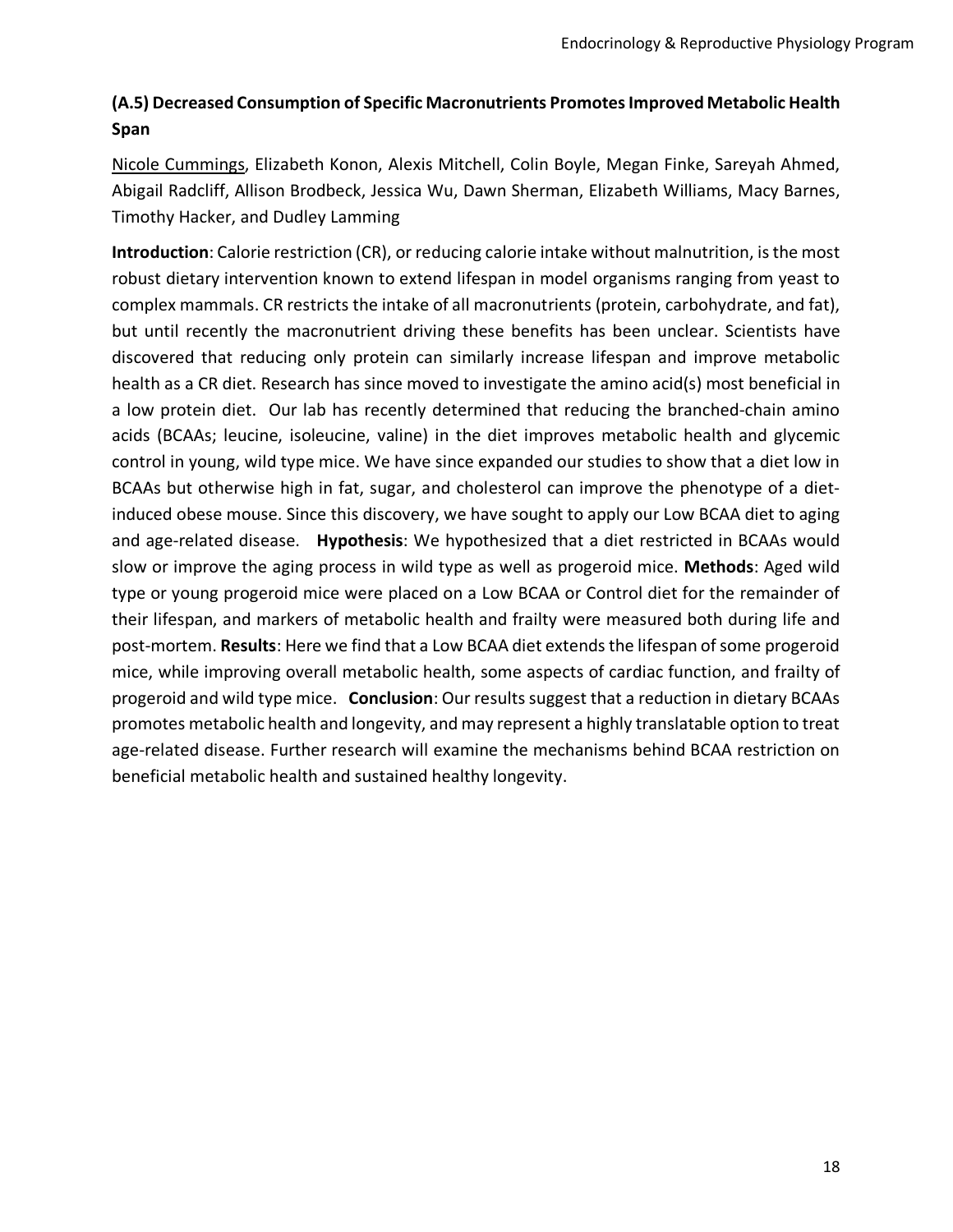## (A.5) Decreased Consumption of Specific Macronutrients Promotes Improved Metabolic Health Span

Nicole Cummings, Elizabeth Konon, Alexis Mitchell, Colin Boyle, Megan Finke, Sareyah Ahmed, Abigail Radcliff, Allison Brodbeck, Jessica Wu, Dawn Sherman, Elizabeth Williams, Macy Barnes, Timothy Hacker, and Dudley Lamming

**Introduction**: Calorie restriction (CR), or reducing calorie intake without malnutrition, is the most robust dietary intervention known to extend lifespan in model organisms ranging from yeast to complex mammals. CR restricts the intake of all macronutrients (protein, carbohydrate, and fat), but until recently the macronutrient driving these benefits has been unclear. Scientists have discovered that reducing only protein can similarly increase lifespan and improve metabolic health as a CR diet. Research has since moved to investigate the amino acid(s) most beneficial in a low protein diet. Our lab has recently determined that reducing the branched-chain amino acids (BCAAs; leucine, isoleucine, valine) in the diet improves metabolic health and glycemic control in young, wild type mice. We have since expanded our studies to show that a diet low in BCAAs but otherwise high in fat, sugar, and cholesterol can improve the phenotype of a diet-induced obese mouse. Since this discovery, we have sought to apply our Low BCAA diet to aging and age-related disease. **Hypothesis**: We hypothesized that a diet restricted in BCAAs would slow or improve the aging process in wild type as well as progeroid mice. **Methods**: Aged wild type or young progeroid mice were placed on a Low BCAA or Control diet for the remainder of their lifespan, and markers of metabolic health and frailty were measured both during life and post-mortem. **Results**: Here we find that a Low BCAA diet extends the lifespan of some progeroid mice, while improving overall metabolic health, some aspects of cardiac function, and frailty of progeroid and wild type mice. **Conclusion**: Our results suggest that a reduction in dietary BCAAs promotes metabolic health and longevity, and may represent a highly translatable option to treat age-related disease. Further research will examine the mechanisms behind BCAA restriction on beneficial metabolic health and sustained healthy longevity.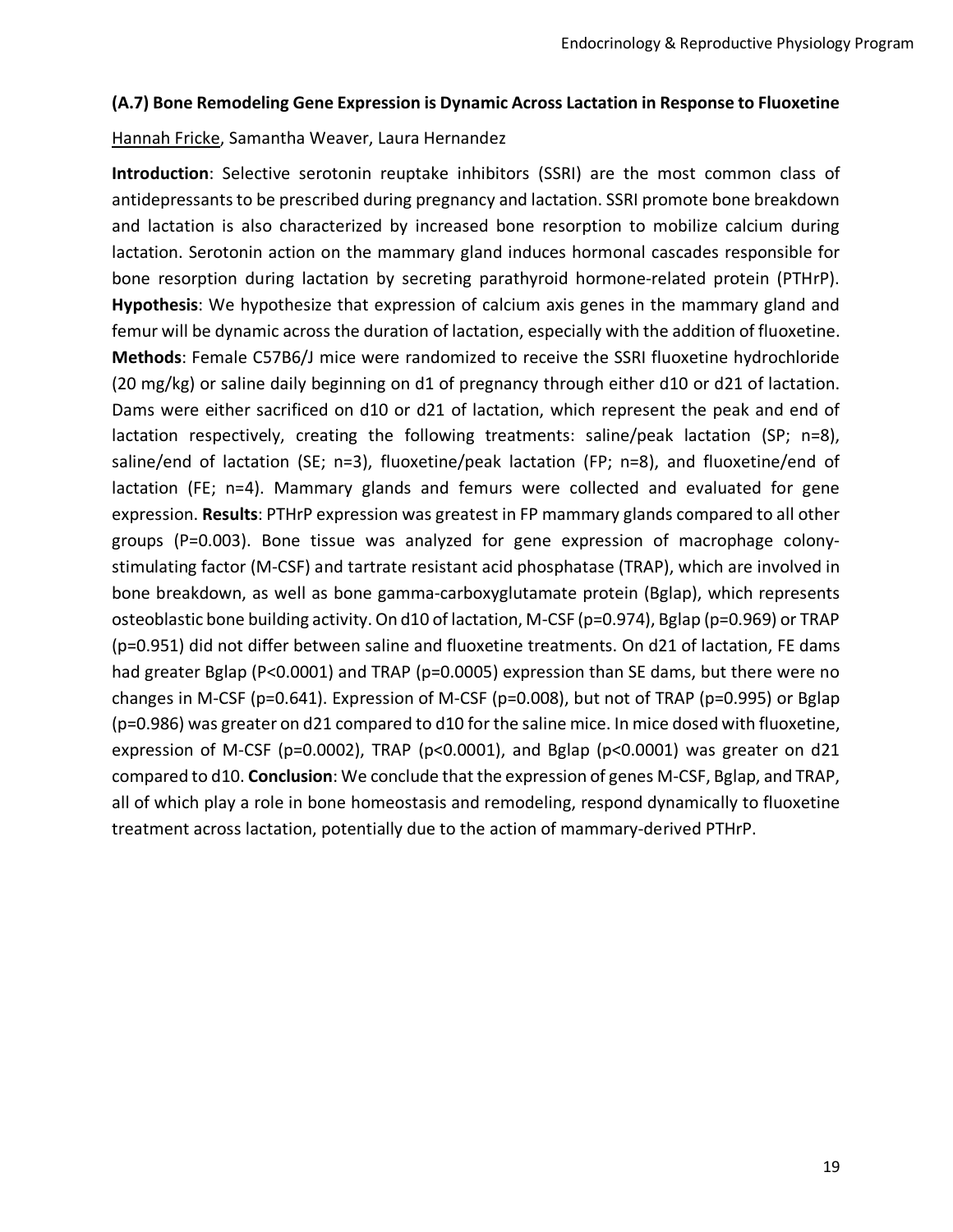### (A.7) Bone Remodeling Gene Expression is Dynamic Across Lactation in Response to Fluoxetine

Hannah Fricke, Samantha Weaver, Laura Hernandez

**Introduction**: Selective serotonin reuptake inhibitors (SSRI) are the most common class of antidepressants to be prescribed during pregnancy and lactation. SSRI promote bone breakdown and lactation is also characterized by increased bone resorption to mobilize calcium during lactation. Serotonin action on the mammary gland induces hormonal cascades responsible for bone resorption during lactation by secreting parathyroid hormone-related protein (PTHrP). **Hypothesis**: We hypothesize that expression of calcium axis genes in the mammary gland and femur will be dynamic across the duration of lactation, especially with the addition of fluoxetine. **Methods**: Female C57B6/J mice were randomized to receive the SSRI fluoxetine hydrochloride (20 mg/kg) or saline daily beginning on d1 of pregnancy through either d10 or d21 of lactation. Dams were either sacrificed on d10 or d21 of lactation, which represent the peak and end of lactation respectively, creating the following treatments: saline/peak lactation (SP; n=8), saline/end of lactation (SE; n=3), fluoxetine/peak lactation (FP; n=8), and fluoxetine/end of lactation (FE; n=4). Mammary glands and femurs were collected and evaluated for gene expression. **Results**: PTHrP expression was greatest in FP mammary glands compared to all other groups (P=0.003). Bone tissue was analyzed for gene expression of macrophage colony-stimulating factor (M-CSF) and tartrate resistant acid phosphatase (TRAP), which are involved in bone breakdown, as well as bone gamma-carboxyglutamate protein (Bglap), which represents osteoblastic bone building activity. On d10 of lactation, M-CSF (p=0.974), Bglap (p=0.969) or TRAP (p=0.951) did not differ between saline and fluoxetine treatments. On d21 of lactation, FE dams had greater Bglap (P<0.0001) and TRAP (p=0.0005) expression than SE dams, but there were no changes in M-CSF (p=0.641). Expression of M-CSF (p=0.008), but not of TRAP (p=0.995) or Bglap (p=0.986) was greater on d21 compared to d10 for the saline mice. In mice dosed with fluoxetine, expression of M-CSF (p=0.0002), TRAP (p<0.0001), and Bglap (p<0.0001) was greater on d21 compared to d10. **Conclusion**: We conclude that the expression of genes M-CSF, Bglap, and TRAP, all of which play a role in bone homeostasis and remodeling, respond dynamically to fluoxetine treatment across lactation, potentially due to the action of mammary-derived PTHrP.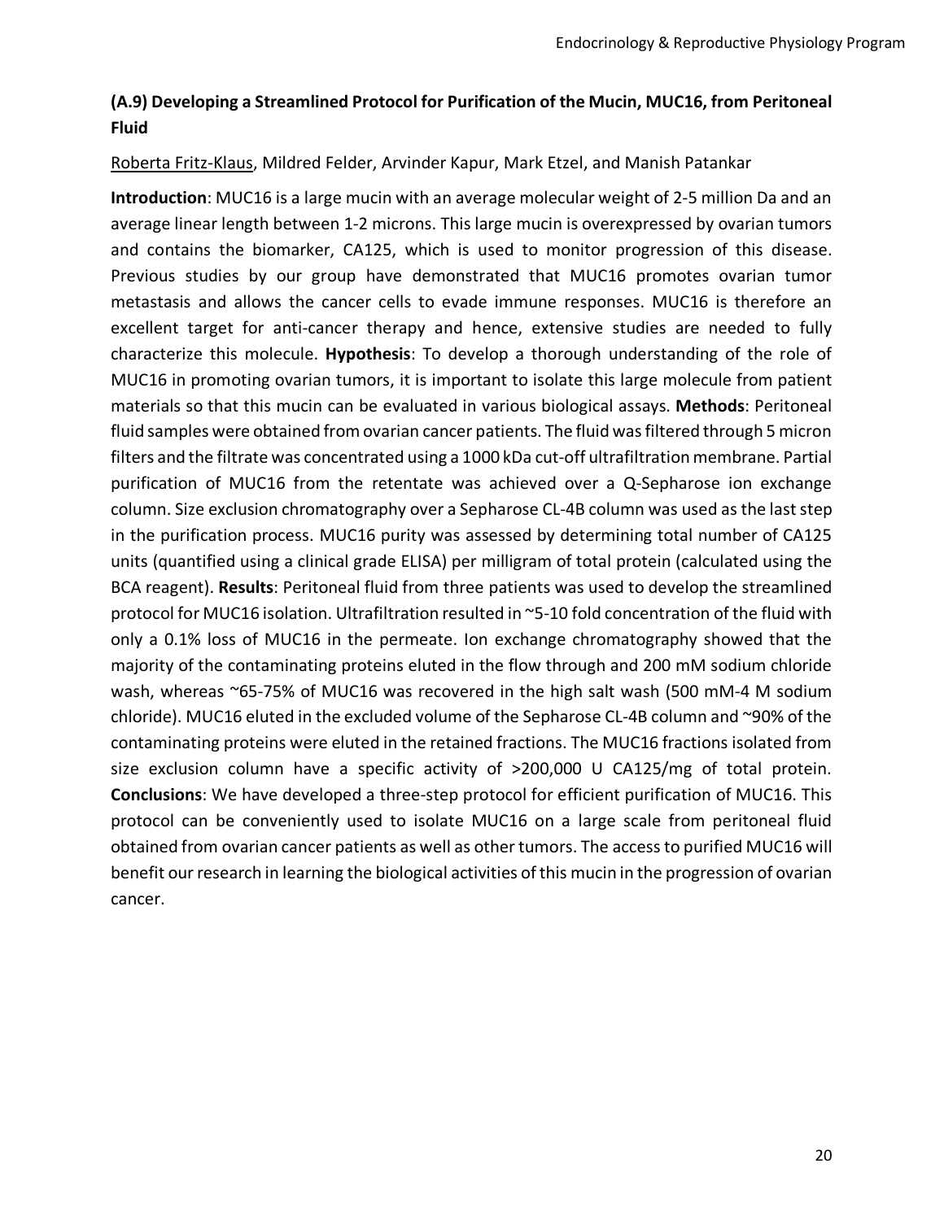## (A.9) Developing a Streamlined Protocol for Purification of the Mucin, MUC16, from Peritoneal Fluid

Roberta Fritz-Klaus, Mildred Felder, Arvinder Kapur, Mark Etzel, and Manish Patankar

**Introduction**: MUC16 is a large mucin with an average molecular weight of 2-5 million Da and an average linear length between 1-2 microns. This large mucin is overexpressed by ovarian tumors and contains the biomarker, CA125, which is used to monitor progression of this disease. Previous studies by our group have demonstrated that MUC16 promotes ovarian tumor metastasis and allows the cancer cells to evade immune responses. MUC16 is therefore an excellent target for anti-cancer therapy and hence, extensive studies are needed to fully characterize this molecule. **Hypothesis**: To develop a thorough understanding of the role of MUC16 in promoting ovarian tumors, it is important to isolate this large molecule from patient materials so that this mucin can be evaluated in various biological assays. **Methods**: Peritoneal fluid samples were obtained from ovarian cancer patients. The fluid was filtered through 5 micron filters and the filtrate was concentrated using a 1000 kDa cut-off ultrafiltration membrane. Partial purification of MUC16 from the retentate was achieved over a Q-Sepharose ion exchange column. Size exclusion chromatography over a Sepharose CL-4B column was used as the last step in the purification process. MUC16 purity was assessed by determining total number of CA125 units (quantified using a clinical grade ELISA) per milligram of total protein (calculated using the BCA reagent). **Results**: Peritoneal fluid from three patients was used to develop the streamlined protocol for MUC16 isolation. Ultrafiltration resulted in ~5-10 fold concentration of the fluid with only a 0.1% loss of MUC16 in the permeate. Ion exchange chromatography showed that the majority of the contaminating proteins eluted in the flow through and 200 mM sodium chloride wash, whereas ~65-75% of MUC16 was recovered in the high salt wash (500 mM-4 M sodium chloride). MUC16 eluted in the excluded volume of the Sepharose CL-4B column and ~90% of the contaminating proteins were eluted in the retained fractions. The MUC16 fractions isolated from size exclusion column have a specific activity of >200,000 U CA125/mg of total protein. **Conclusions**: We have developed a three-step protocol for efficient purification of MUC16. This protocol can be conveniently used to isolate MUC16 on a large scale from peritoneal fluid obtained from ovarian cancer patients as well as other tumors. The access to purified MUC16 will benefit our research in learning the biological activities of this mucin in the progression of ovarian cancer.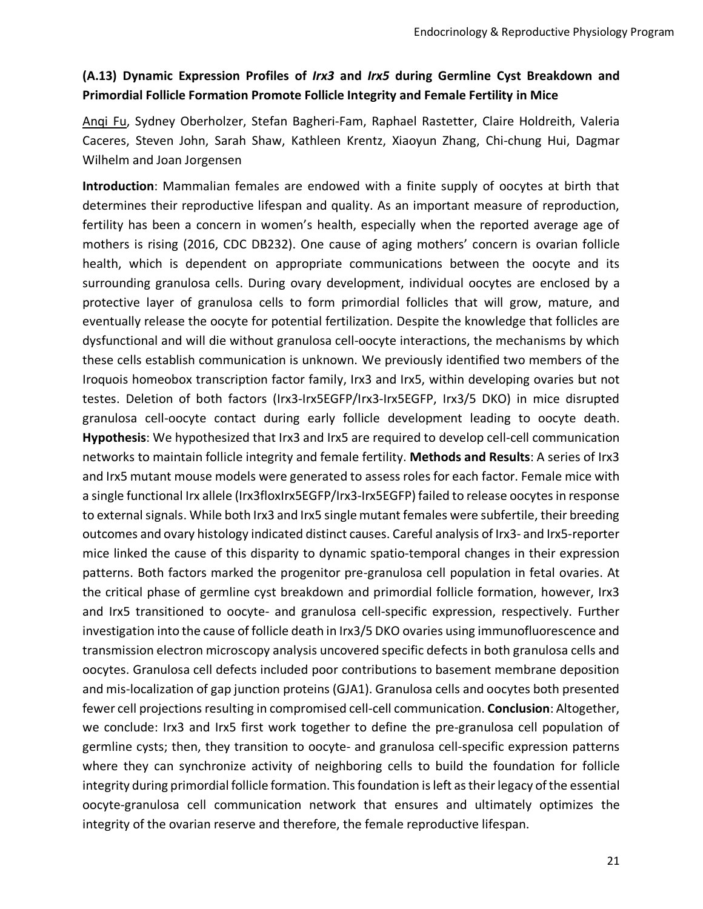### (A.13) Dynamic Expression Profiles of *Irx3* and *Irx5* during Germline Cyst Breakdown and Primordial Follicle Formation Promote Follicle Integrity and Female Fertility in Mice

<u>Anqi Fu</u>, Sydney Oberholzer, Stefan Bagheri-Fam, Raphael Rastetter, Claire Holdreith, Valeria Caceres, Steven John, Sarah Shaw, Kathleen Krentz, Xiaoyun Zhang, Chi-chung Hui, Dagmar Wilhelm and Joan Jorgensen

**Introduction**: Mammalian females are endowed with a finite supply of oocytes at birth that determines their reproductive lifespan and quality. As an important measure of reproduction, fertility has been a concern in women's health, especially when the reported average age of mothers is rising (2016, CDC DB232). One cause of aging mothers' concern is ovarian follicle health, which is dependent on appropriate communications between the oocyte and its surrounding granulosa cells. During ovary development, individual oocytes are enclosed by a protective layer of granulosa cells to form primordial follicles that will grow, mature, and eventually release the oocyte for potential fertilization. Despite the knowledge that follicles are dysfunctional and will die without granulosa cell-oocyte interactions, the mechanisms by which these cells establish communication is unknown. We previously identified two members of the Iroquois homeobox transcription factor family, Irx3 and Irx5, within developing ovaries but not testes. Deletion of both factors (Irx3-Irx5EGFP/Irx3-Irx5EGFP, Irx3/5 DKO) in mice disrupted granulosa cell-oocyte contact during early follicle development leading to oocyte death. **Hypothesis**: We hypothesized that Irx3 and Irx5 are required to develop cell-cell communication networks to maintain follicle integrity and female fertility. **Methods and Results**: A series of Irx3 and Irx5 mutant mouse models were generated to assess roles for each factor. Female mice with a single functional Irx allele (Irx3floxIrx5EGFP/Irx3-Irx5EGFP) failed to release oocytes in response to external signals. While both Irx3 and Irx5 single mutant females were subfertile, their breeding outcomes and ovary histology indicated distinct causes. Careful analysis of Irx3- and Irx5-reporter mice linked the cause of this disparity to dynamic spatio-temporal changes in their expression patterns. Both factors marked the progenitor pre-granulosa cell population in fetal ovaries. At the critical phase of germline cyst breakdown and primordial follicle formation, however, Irx3 and Irx5 transitioned to oocyte- and granulosa cell-specific expression, respectively. Further investigation into the cause of follicle death in Irx3/5 DKO ovaries using immunofluorescence and transmission electron microscopy analysis uncovered specific defects in both granulosa cells and oocytes. Granulosa cell defects included poor contributions to basement membrane deposition and mis-localization of gap junction proteins (GJA1). Granulosa cells and oocytes both presented fewer cell projections resulting in compromised cell-cell communication. **Conclusion**: Altogether, we conclude: Irx3 and Irx5 first work together to define the pre-granulosa cell population of germline cysts; then, they transition to oocyte- and granulosa cell-specific expression patterns where they can synchronize activity of neighboring cells to build the foundation for follicle integrity during primordial follicle formation. This foundation is left as their legacy of the essential oocyte-granulosa cell communication network that ensures and ultimately optimizes the integrity of the ovarian reserve and therefore, the female reproductive lifespan.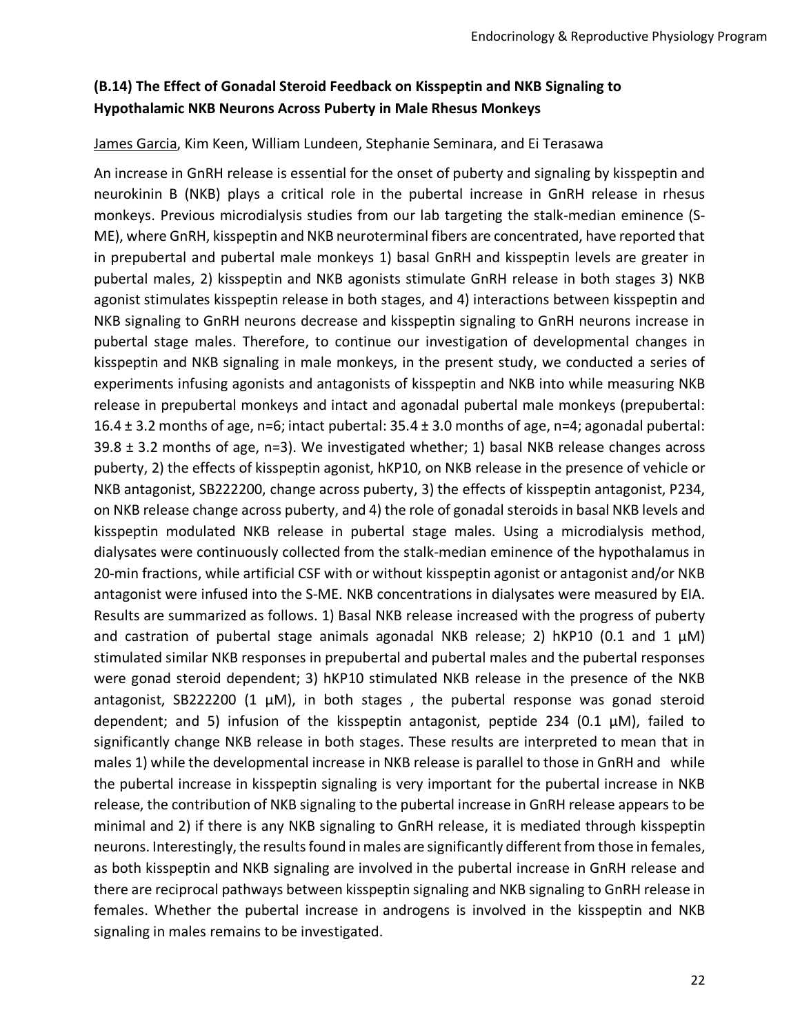### (B.14) The Effect of Gonadal Steroid Feedback on Kisspeptin and NKB Signaling to Hypothalamic NKB Neurons Across Puberty in Male Rhesus Monkeys

James Garcia, Kim Keen, William Lundeen, Stephanie Seminara, and Ei Terasawa

An increase in GnRH release is essential for the onset of puberty and signaling by kisspeptin and neurokinin B (NKB) plays a critical role in the pubertal increase in GnRH release in rhesus monkeys. Previous microdialysis studies from our lab targeting the stalk-median eminence (S-ME), where GnRH, kisspeptin and NKB neuroterminal fibers are concentrated, have reported that in prepubertal and pubertal male monkeys 1) basal GnRH and kisspeptin levels are greater in pubertal males, 2) kisspeptin and NKB agonists stimulate GnRH release in both stages 3) NKB agonist stimulates kisspeptin release in both stages, and 4) interactions between kisspeptin and NKB signaling to GnRH neurons decrease and kisspeptin signaling to GnRH neurons increase in pubertal stage males. Therefore, to continue our investigation of developmental changes in kisspeptin and NKB signaling in male monkeys, in the present study, we conducted a series of experiments infusing agonists and antagonists of kisspeptin and NKB into while measuring NKB release in prepubertal monkeys and intact and agonadal pubertal male monkeys (prepubertal: 16.4 ± 3.2 months of age, n=6; intact pubertal: 35.4 ± 3.0 months of age, n=4; agonadal pubertal: 39.8 ± 3.2 months of age, n=3). We investigated whether; 1) basal NKB release changes across puberty, 2) the effects of kisspeptin agonist, hKP10, on NKB release in the presence of vehicle or NKB antagonist, SB222200, change across puberty, 3) the effects of kisspeptin antagonist, P234, on NKB release change across puberty, and 4) the role of gonadal steroids in basal NKB levels and kisspeptin modulated NKB release in pubertal stage males. Using a microdialysis method, dialysates were continuously collected from the stalk-median eminence of the hypothalamus in 20-min fractions, while artificial CSF with or without kisspeptin agonist or antagonist and/or NKB antagonist were infused into the S-ME. NKB concentrations in dialysates were measured by EIA. Results are summarized as follows. 1) Basal NKB release increased with the progress of puberty and castration of pubertal stage animals agonadal NKB release; 2) hKP10 (0.1 and 1 µM) stimulated similar NKB responses in prepubertal and pubertal males and the pubertal responses were gonad steroid dependent; 3) hKP10 stimulated NKB release in the presence of the NKB antagonist, SB222200 (1 µM), in both stages , the pubertal response was gonad steroid dependent; and 5) infusion of the kisspeptin antagonist, peptide 234 (0.1 µM), failed to significantly change NKB release in both stages. These results are interpreted to mean that in males 1) while the developmental increase in NKB release is parallel to those in GnRH and while the pubertal increase in kisspeptin signaling is very important for the pubertal increase in NKB release, the contribution of NKB signaling to the pubertal increase in GnRH release appears to be minimal and 2) if there is any NKB signaling to GnRH release, it is mediated through kisspeptin neurons. Interestingly, the results found in males are significantly different from those in females, as both kisspeptin and NKB signaling are involved in the pubertal increase in GnRH release and there are reciprocal pathways between kisspeptin signaling and NKB signaling to GnRH release in females. Whether the pubertal increase in androgens is involved in the kisspeptin and NKB signaling in males remains to be investigated.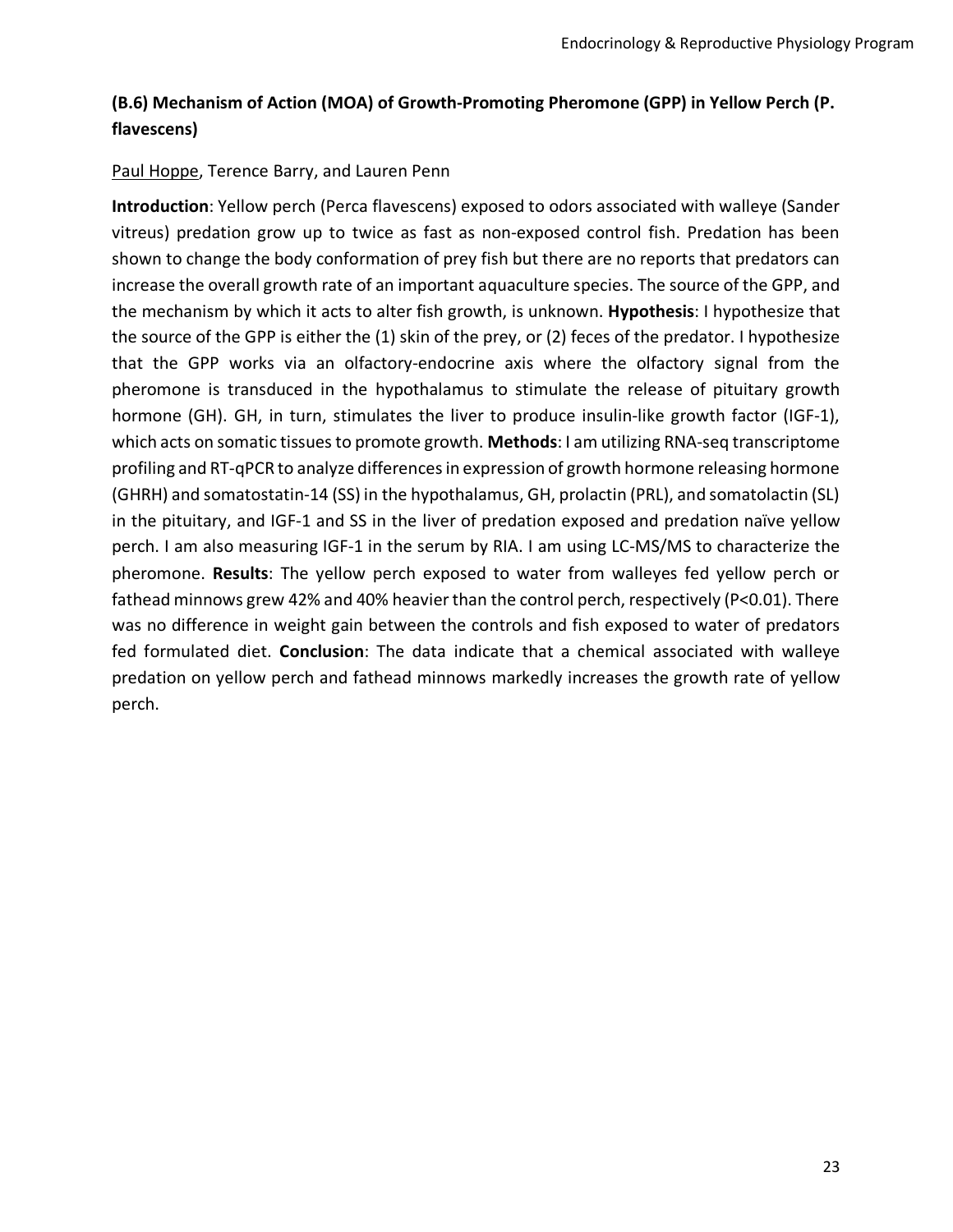### (B.6) Mechanism of Action (MOA) of Growth-Promoting Pheromone (GPP) in Yellow Perch (P. flavescens)

<u>Paul Hoppe</u>, Terence Barry, and Lauren Penn

**Introduction**: Yellow perch (Perca flavescens) exposed to odors associated with walleye (Sander vitreus) predation grow up to twice as fast as non-exposed control fish. Predation has been shown to change the body conformation of prey fish but there are no reports that predators can increase the overall growth rate of an important aquaculture species. The source of the GPP, and the mechanism by which it acts to alter fish growth, is unknown. **Hypothesis**: I hypothesize that the source of the GPP is either the (1) skin of the prey, or (2) feces of the predator. I hypothesize that the GPP works via an olfactory-endocrine axis where the olfactory signal from the pheromone is transduced in the hypothalamus to stimulate the release of pituitary growth hormone (GH). GH, in turn, stimulates the liver to produce insulin-like growth factor (IGF-1), which acts on somatic tissues to promote growth. **Methods**: I am utilizing RNA-seq transcriptome profiling and RT-qPCR to analyze differences in expression of growth hormone releasing hormone (GHRH) and somatostatin-14 (SS) in the hypothalamus, GH, prolactin (PRL), and somatolactin (SL) in the pituitary, and IGF-1 and SS in the liver of predation exposed and predation naïve yellow perch. I am also measuring IGF-1 in the serum by RIA. I am using LC-MS/MS to characterize the pheromone. **Results**: The yellow perch exposed to water from walleyes fed yellow perch or fathead minnows grew 42% and 40% heavier than the control perch, respectively ($P<0.01$). There was no difference in weight gain between the controls and fish exposed to water of predators fed formulated diet. **Conclusion**: The data indicate that a chemical associated with walleye predation on yellow perch and fathead minnows markedly increases the growth rate of yellow perch.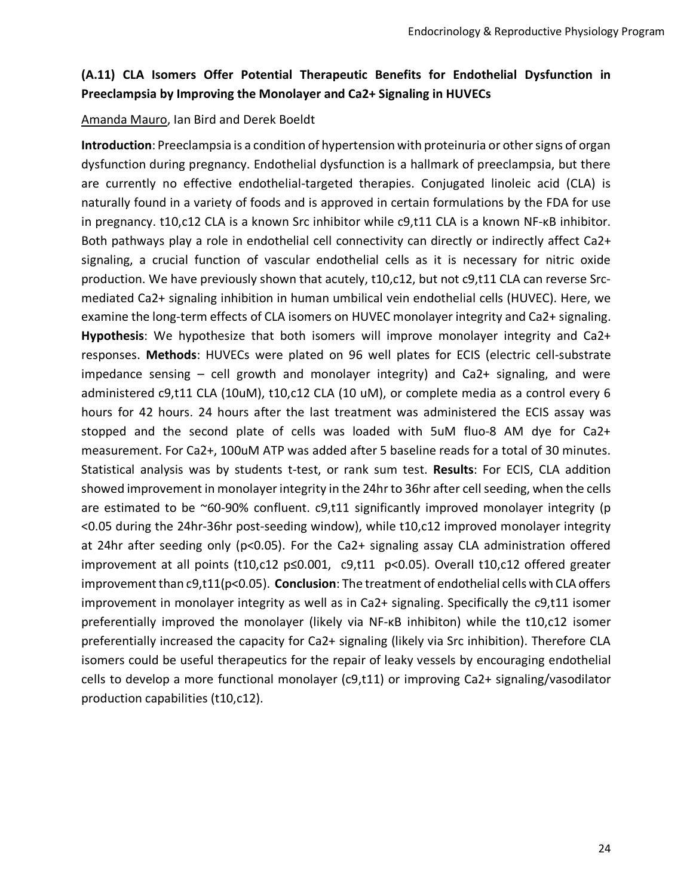### (A.11) CLA Isomers Offer Potential Therapeutic Benefits for Endothelial Dysfunction in Preeclampsia by Improving the Monolayer and Ca2+ Signaling in HUVECs

Amanda Mauro, Ian Bird and Derek Boeldt

**Introduction**: Preeclampsia is a condition of hypertension with proteinuria or other signs of organ dysfunction during pregnancy. Endothelial dysfunction is a hallmark of preeclampsia, but there are currently no effective endothelial-targeted therapies. Conjugated linoleic acid (CLA) is naturally found in a variety of foods and is approved in certain formulations by the FDA for use in pregnancy. t10,c12 CLA is a known Src inhibitor while c9,t11 CLA is a known NF-κB inhibitor. Both pathways play a role in endothelial cell connectivity can directly or indirectly affect Ca2+ signaling, a crucial function of vascular endothelial cells as it is necessary for nitric oxide production. We have previously shown that acutely, t10,c12, but not c9,t11 CLA can reverse Src-mediated Ca2+ signaling inhibition in human umbilical vein endothelial cells (HUVEC). Here, we examine the long-term effects of CLA isomers on HUVEC monolayer integrity and Ca2+ signaling. **Hypothesis**: We hypothesize that both isomers will improve monolayer integrity and Ca2+ responses. **Methods**: HUVECs were plated on 96 well plates for ECIS (electric cell-substrate impedance sensing – cell growth and monolayer integrity) and Ca2+ signaling, and were administered c9,t11 CLA (10uM), t10,c12 CLA (10 uM), or complete media as a control every 6 hours for 42 hours. 24 hours after the last treatment was administered the ECIS assay was stopped and the second plate of cells was loaded with 5uM fluo-8 AM dye for Ca2+ measurement. For Ca2+, 100uM ATP was added after 5 baseline reads for a total of 30 minutes. Statistical analysis was by students t-test, or rank sum test. **Results**: For ECIS, CLA addition showed improvement in monolayer integrity in the 24hr to 36hr after cell seeding, when the cells are estimated to be ~60-90% confluent. c9,t11 significantly improved monolayer integrity ($p<0.05$ during the 24hr-36hr post-seeding window), while t10,c12 improved monolayer integrity at 24hr after seeding only ($p<0.05$). For the Ca2+ signaling assay CLA administration offered improvement at all points (t10,c12 $p\leq0.001$, c9,t11 $p<0.05$). Overall t10,c12 offered greater improvement than c9,t11($p<0.05$). **Conclusion**: The treatment of endothelial cells with CLA offers improvement in monolayer integrity as well as in Ca2+ signaling. Specifically the c9,t11 isomer preferentially improved the monolayer (likely via NF-κB inhibiton) while the t10,c12 isomer preferentially increased the capacity for Ca2+ signaling (likely via Src inhibition). Therefore CLA isomers could be useful therapeutics for the repair of leaky vessels by encouraging endothelial cells to develop a more functional monolayer (c9,t11) or improving Ca2+ signaling/vasodilator production capabilities (t10,c12).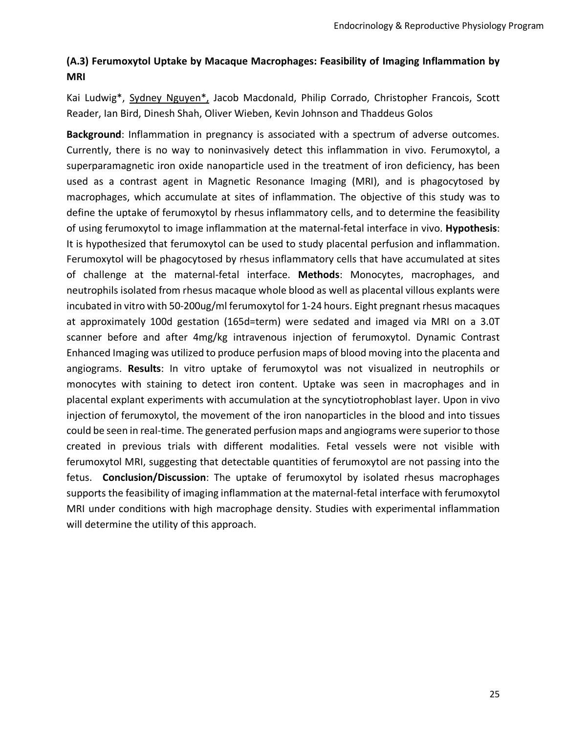## (A.3) Ferumoxytol Uptake by Macaque Macrophages: Feasibility of Imaging Inflammation by MRI

Kai Ludwig*, Sydney Nguyen*, Jacob Macdonald, Philip Corrado, Christopher Francois, Scott Reader, Ian Bird, Dinesh Shah, Oliver Wieben, Kevin Johnson and Thaddeus Golos

**Background**: Inflammation in pregnancy is associated with a spectrum of adverse outcomes. Currently, there is no way to noninvasively detect this inflammation in vivo. Ferumoxytol, a superparamagnetic iron oxide nanoparticle used in the treatment of iron deficiency, has been used as a contrast agent in Magnetic Resonance Imaging (MRI), and is phagocytosed by macrophages, which accumulate at sites of inflammation. The objective of this study was to define the uptake of ferumoxytol by rhesus inflammatory cells, and to determine the feasibility of using ferumoxytol to image inflammation at the maternal-fetal interface in vivo. **Hypothesis**: It is hypothesized that ferumoxytol can be used to study placental perfusion and inflammation. Ferumoxytol will be phagocytosed by rhesus inflammatory cells that have accumulated at sites of challenge at the maternal-fetal interface. **Methods**: Monocytes, macrophages, and neutrophils isolated from rhesus macaque whole blood as well as placental villous explants were incubated in vitro with 50-200ug/ml ferumoxytol for 1-24 hours. Eight pregnant rhesus macaques at approximately 100d gestation (165d=term) were sedated and imaged via MRI on a 3.0T scanner before and after 4mg/kg intravenous injection of ferumoxytol. Dynamic Contrast Enhanced Imaging was utilized to produce perfusion maps of blood moving into the placenta and angiograms. **Results**: In vitro uptake of ferumoxytol was not visualized in neutrophils or monocytes with staining to detect iron content. Uptake was seen in macrophages and in placental explant experiments with accumulation at the syncytiotrophoblast layer. Upon in vivo injection of ferumoxytol, the movement of the iron nanoparticles in the blood and into tissues could be seen in real-time. The generated perfusion maps and angiograms were superior to those created in previous trials with different modalities. Fetal vessels were not visible with ferumoxytol MRI, suggesting that detectable quantities of ferumoxytol are not passing into the fetus. **Conclusion/Discussion**: The uptake of ferumoxytol by isolated rhesus macrophages supports the feasibility of imaging inflammation at the maternal-fetal interface with ferumoxytol MRI under conditions with high macrophage density. Studies with experimental inflammation will determine the utility of this approach.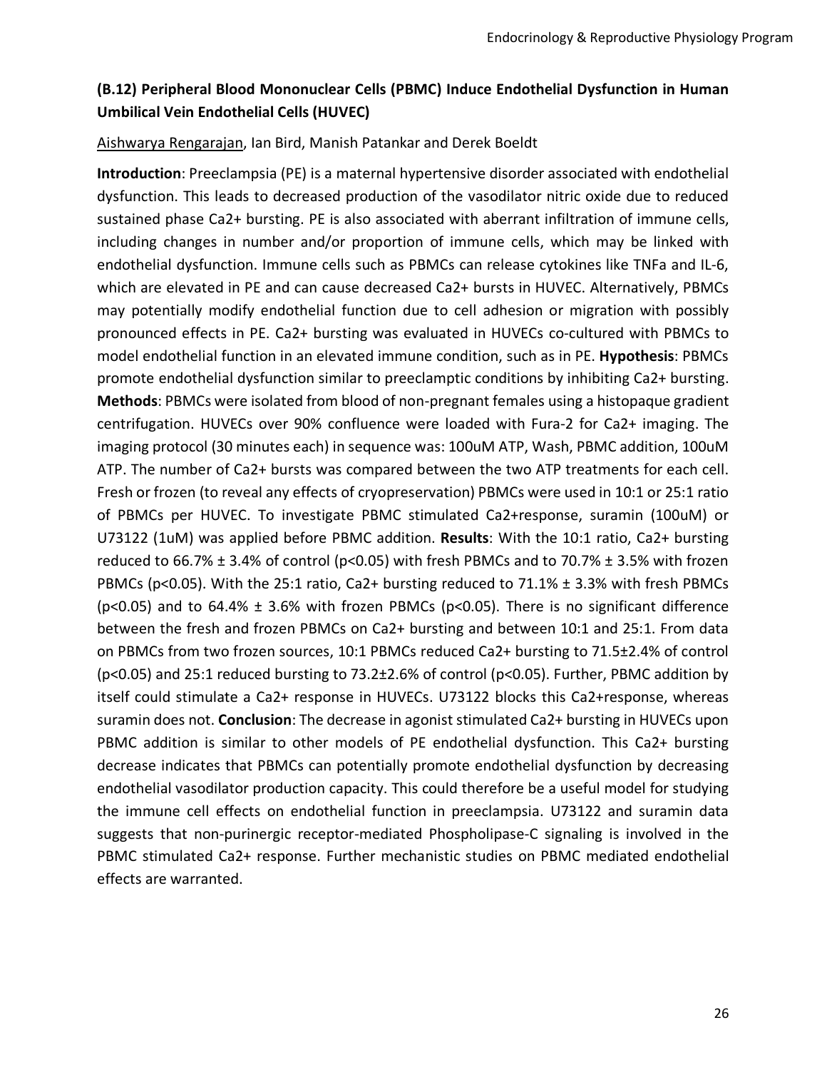### (B.12) Peripheral Blood Mononuclear Cells (PBMC) Induce Endothelial Dysfunction in Human Umbilical Vein Endothelial Cells (HUVEC)

Aishwarya Rengarajan, Ian Bird, Manish Patankar and Derek Boeldt

**Introduction**: Preeclampsia (PE) is a maternal hypertensive disorder associated with endothelial dysfunction. This leads to decreased production of the vasodilator nitric oxide due to reduced sustained phase $Ca^{2+}$ bursting. PE is also associated with aberrant infiltration of immune cells, including changes in number and/or proportion of immune cells, which may be linked with endothelial dysfunction. Immune cells such as PBMCs can release cytokines like TNFa and IL-6, which are elevated in PE and can cause decreased $Ca^{2+}$ bursts in HUVEC. Alternatively, PBMCs may potentially modify endothelial function due to cell adhesion or migration with possibly pronounced effects in PE. $Ca^{2+}$ bursting was evaluated in HUVECs co-cultured with PBMCs to model endothelial function in an elevated immune condition, such as in PE. **Hypothesis**: PBMCs promote endothelial dysfunction similar to preeclamptic conditions by inhibiting $Ca^{2+}$ bursting. **Methods**: PBMCs were isolated from blood of non-pregnant females using a histopaque gradient centrifugation. HUVECs over 90% confluence were loaded with Fura-2 for $Ca^{2+}$ imaging. The imaging protocol (30 minutes each) in sequence was: 100uM ATP, Wash, PBMC addition, 100uM ATP. The number of $Ca^{2+}$ bursts was compared between the two ATP treatments for each cell. Fresh or frozen (to reveal any effects of cryopreservation) PBMCs were used in 10:1 or 25:1 ratio of PBMCs per HUVEC. To investigate PBMC stimulated $Ca^{2+}$response, suramin (100uM) or U73122 (1uM) was applied before PBMC addition. **Results**: With the 10:1 ratio, $Ca^{2+}$ bursting reduced to 66.7% ± 3.4% of control ($p<0.05$) with fresh PBMCs and to 70.7% ± 3.5% with frozen PBMCs ($p<0.05$). With the 25:1 ratio, $Ca^{2+}$ bursting reduced to 71.1% ± 3.3% with fresh PBMCs ($p<0.05$) and to 64.4% ± 3.6% with frozen PBMCs ($p<0.05$). There is no significant difference between the fresh and frozen PBMCs on $Ca^{2+}$ bursting and between 10:1 and 25:1. From data on PBMCs from two frozen sources, 10:1 PBMCs reduced $Ca^{2+}$ bursting to 71.5±2.4% of control ($p<0.05$) and 25:1 reduced bursting to 73.2±2.6% of control ($p<0.05$). Further, PBMC addition by itself could stimulate a $Ca^{2+}$ response in HUVECs. U73122 blocks this $Ca^{2+}$response, whereas suramin does not. **Conclusion**: The decrease in agonist stimulated $Ca^{2+}$ bursting in HUVECs upon PBMC addition is similar to other models of PE endothelial dysfunction. This $Ca^{2+}$ bursting decrease indicates that PBMCs can potentially promote endothelial dysfunction by decreasing endothelial vasodilator production capacity. This could therefore be a useful model for studying the immune cell effects on endothelial function in preeclampsia. U73122 and suramin data suggests that non-purinergic receptor-mediated Phospholipase-C signaling is involved in the PBMC stimulated $Ca^{2+}$ response. Further mechanistic studies on PBMC mediated endothelial effects are warranted.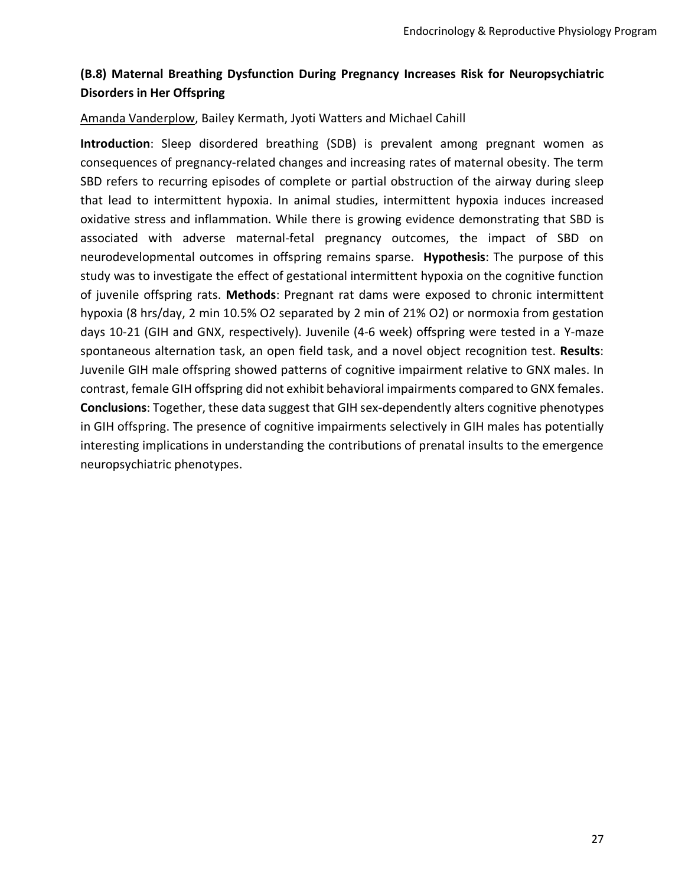### (B.8) Maternal Breathing Dysfunction During Pregnancy Increases Risk for Neuropsychiatric Disorders in Her Offspring

<u>Amanda Vanderplow</u>, Bailey Kermath, Jyoti Watters and Michael Cahill

**Introduction**: Sleep disordered breathing (SDB) is prevalent among pregnant women as consequences of pregnancy-related changes and increasing rates of maternal obesity. The term SBD refers to recurring episodes of complete or partial obstruction of the airway during sleep that lead to intermittent hypoxia. In animal studies, intermittent hypoxia induces increased oxidative stress and inflammation. While there is growing evidence demonstrating that SBD is associated with adverse maternal-fetal pregnancy outcomes, the impact of SBD on neurodevelopmental outcomes in offspring remains sparse. **Hypothesis**: The purpose of this study was to investigate the effect of gestational intermittent hypoxia on the cognitive function of juvenile offspring rats. **Methods**: Pregnant rat dams were exposed to chronic intermittent hypoxia (8 hrs/day, 2 min 10.5% $O_2$ separated by 2 min of 21% $O_2$) or normoxia from gestation days 10-21 (GIH and GNX, respectively). Juvenile (4-6 week) offspring were tested in a Y-maze spontaneous alternation task, an open field task, and a novel object recognition test. **Results**: Juvenile GIH male offspring showed patterns of cognitive impairment relative to GNX males. In contrast, female GIH offspring did not exhibit behavioral impairments compared to GNX females. **Conclusions**: Together, these data suggest that GIH sex-dependently alters cognitive phenotypes in GIH offspring. The presence of cognitive impairments selectively in GIH males has potentially interesting implications in understanding the contributions of prenatal insults to the emergence neuropsychiatric phenotypes.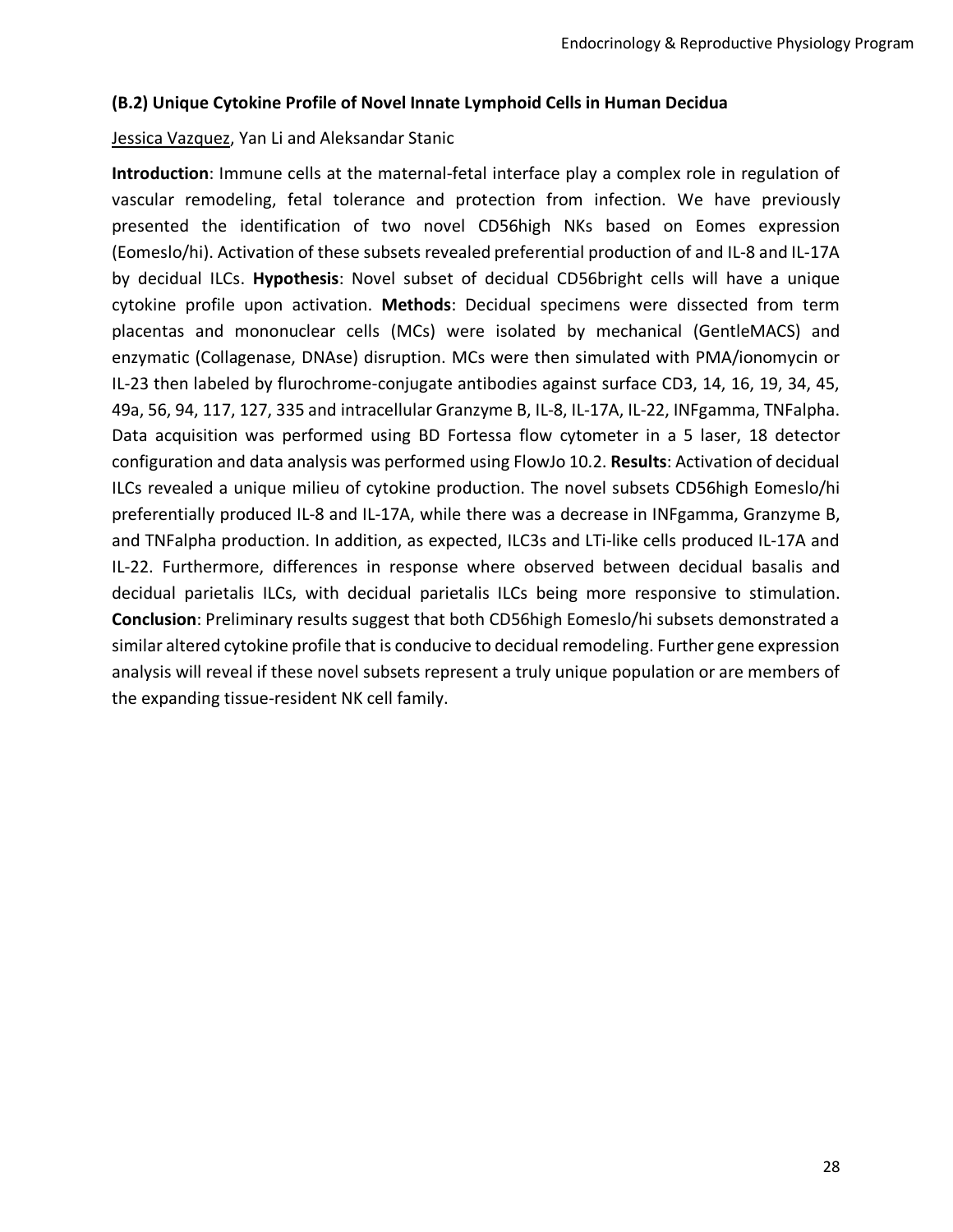### (B.2) Unique Cytokine Profile of Novel Innate Lymphoid Cells in Human Decidua

Jessica Vazquez, Yan Li and Aleksandar Stanic

**Introduction**: Immune cells at the maternal-fetal interface play a complex role in regulation of vascular remodeling, fetal tolerance and protection from infection. We have previously presented the identification of two novel CD56high NKs based on Eomes expression (Eomeslo/hi). Activation of these subsets revealed preferential production of and IL-8 and IL-17A by decidual ILCs. **Hypothesis**: Novel subset of decidual CD56bright cells will have a unique cytokine profile upon activation. **Methods**: Decidual specimens were dissected from term placentas and mononuclear cells (MCs) were isolated by mechanical (GentleMACS) and enzymatic (Collagenase, DNAse) disruption. MCs were then simulated with PMA/ionomycin or IL-23 then labeled by flurochrome-conjugate antibodies against surface CD3, 14, 16, 19, 34, 45, 49a, 56, 94, 117, 127, 335 and intracellular Granzyme B, IL-8, IL-17A, IL-22, INFgamma, TNFalpha. Data acquisition was performed using BD Fortessa flow cytometer in a 5 laser, 18 detector configuration and data analysis was performed using FlowJo 10.2. **Results**: Activation of decidual ILCs revealed a unique milieu of cytokine production. The novel subsets CD56high Eomeslo/hi preferentially produced IL-8 and IL-17A, while there was a decrease in INFgamma, Granzyme B, and TNFalpha production. In addition, as expected, ILC3s and LTi-like cells produced IL-17A and IL-22. Furthermore, differences in response where observed between decidual basalis and decidual parietalis ILCs, with decidual parietalis ILCs being more responsive to stimulation. **Conclusion**: Preliminary results suggest that both CD56high Eomeslo/hi subsets demonstrated a similar altered cytokine profile that is conducive to decidual remodeling. Further gene expression analysis will reveal if these novel subsets represent a truly unique population or are members of the expanding tissue-resident NK cell family.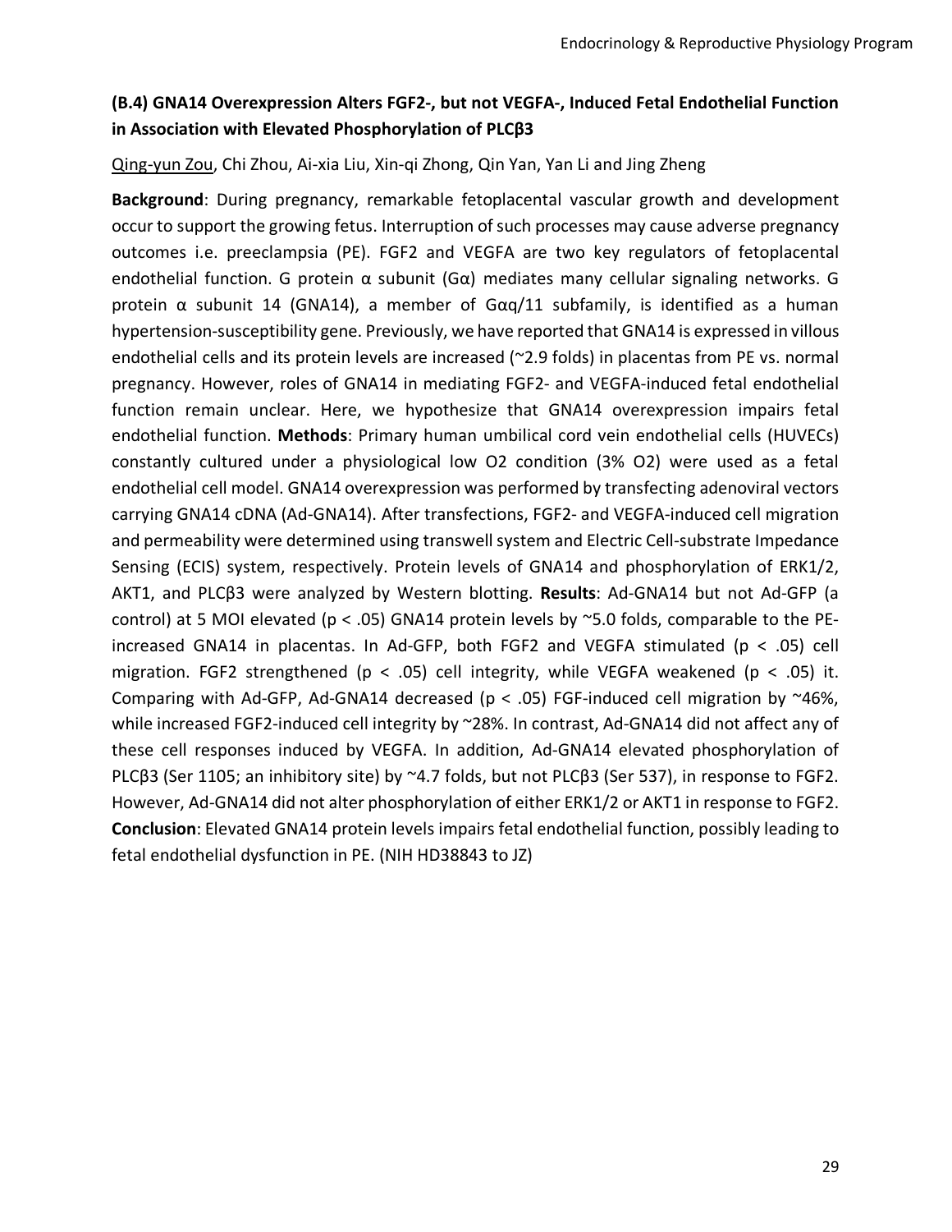### (B.4) GNA14 Overexpression Alters FGF2-, but not VEGFA-, Induced Fetal Endothelial Function in Association with Elevated Phosphorylation of PLCβ3

Qing-yun Zou, Chi Zhou, Ai-xia Liu, Xin-qi Zhong, Qin Yan, Yan Li and Jing Zheng

**Background**: During pregnancy, remarkable fetoplacental vascular growth and development occur to support the growing fetus. Interruption of such processes may cause adverse pregnancy outcomes i.e. preeclampsia (PE). FGF2 and VEGFA are two key regulators of fetoplacental endothelial function. G protein α subunit (Gα) mediates many cellular signaling networks. G protein α subunit 14 (GNA14), a member of Gαq/11 subfamily, is identified as a human hypertension-susceptibility gene. Previously, we have reported that GNA14 is expressed in villous endothelial cells and its protein levels are increased (~2.9 folds) in placentas from PE vs. normal pregnancy. However, roles of GNA14 in mediating FGF2- and VEGFA-induced fetal endothelial function remain unclear. Here, we hypothesize that GNA14 overexpression impairs fetal endothelial function. **Methods**: Primary human umbilical cord vein endothelial cells (HUVECs) constantly cultured under a physiological low O2 condition (3% O2) were used as a fetal endothelial cell model. GNA14 overexpression was performed by transfecting adenoviral vectors carrying GNA14 cDNA (Ad-GNA14). After transfections, FGF2- and VEGFA-induced cell migration and permeability were determined using transwell system and Electric Cell-substrate Impedance Sensing (ECIS) system, respectively. Protein levels of GNA14 and phosphorylation of ERK1/2, AKT1, and PLCβ3 were analyzed by Western blotting. **Results**: Ad-GNA14 but not Ad-GFP (a control) at 5 MOI elevated ($p < .05$) GNA14 protein levels by ~5.0 folds, comparable to the PE-increased GNA14 in placentas. In Ad-GFP, both FGF2 and VEGFA stimulated ($p < .05$) cell migration. FGF2 strengthened ($p < .05$) cell integrity, while VEGFA weakened ($p < .05$) it. Comparing with Ad-GFP, Ad-GNA14 decreased ($p < .05$) FGF-induced cell migration by ~46%, while increased FGF2-induced cell integrity by ~28%. In contrast, Ad-GNA14 did not affect any of these cell responses induced by VEGFA. In addition, Ad-GNA14 elevated phosphorylation of PLCβ3 (Ser 1105; an inhibitory site) by ~4.7 folds, but not PLCβ3 (Ser 537), in response to FGF2. However, Ad-GNA14 did not alter phosphorylation of either ERK1/2 or AKT1 in response to FGF2. **Conclusion**: Elevated GNA14 protein levels impairs fetal endothelial function, possibly leading to fetal endothelial dysfunction in PE. (NIH HD38843 to JZ)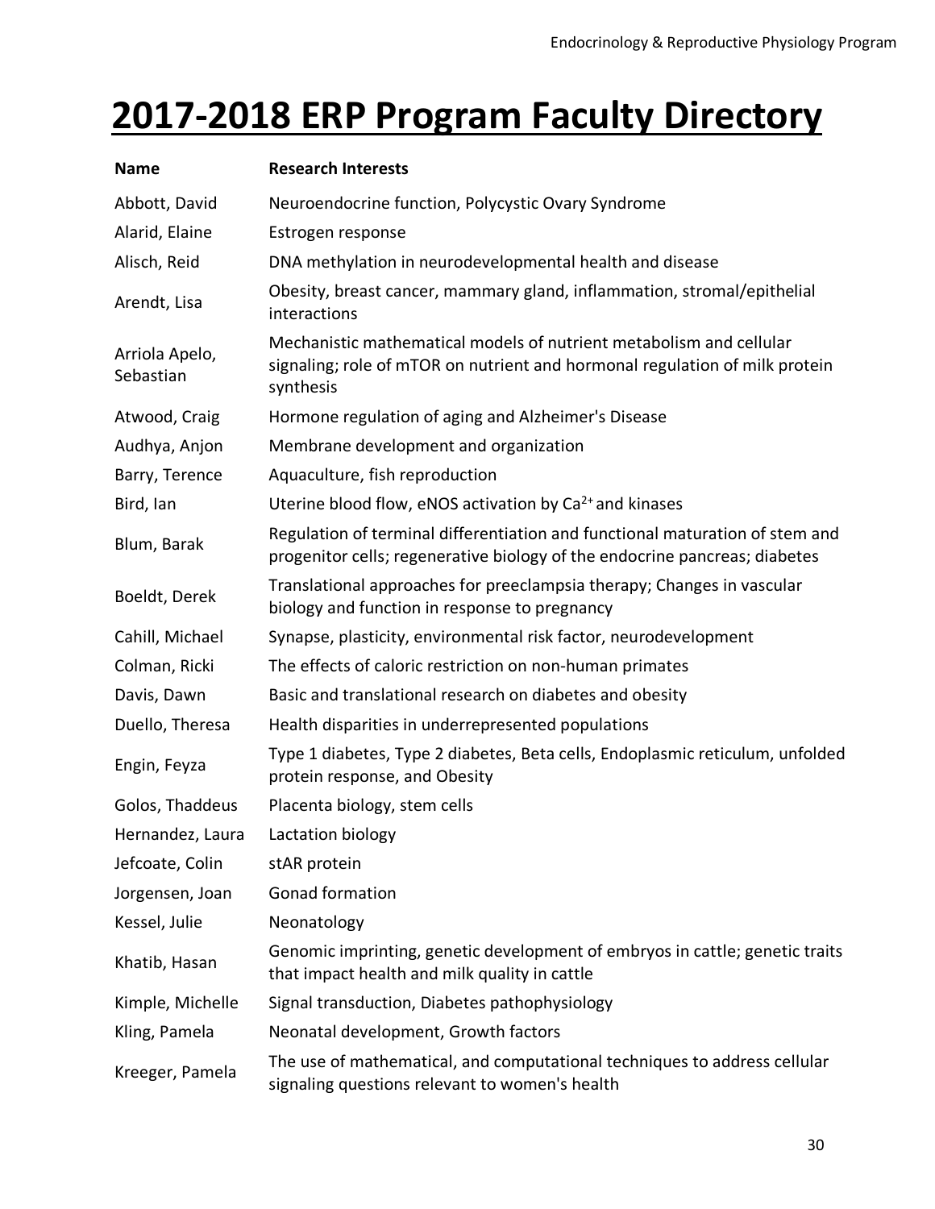# 2017-2018 ERP Program Faculty Directory

| Name | Research Interests |
|---|---|
| Abbott, David | Neuroendocrine function, Polycystic Ovary Syndrome |
| Alarid, Elaine | Estrogen response |
| Alisch, Reid | DNA methylation in neurodevelopmental health and disease |
| Arendt, Lisa | Obesity, breast cancer, mammary gland, inflammation, stromal/epithelial interactions |
| Arriola Apelo, Sebastian | Mechanistic mathematical models of nutrient metabolism and cellular signaling; role of mTOR on nutrient and hormonal regulation of milk protein synthesis |
| Atwood, Craig | Hormone regulation of aging and Alzheimer's Disease |
| Audhya, Anjon | Membrane development and organization |
| Barry, Terence | Aquaculture, fish reproduction |
| Bird, Ian | Uterine blood flow, eNOS activation by $Ca^{2+}$ and kinases |
| Blum, Barak | Regulation of terminal differentiation and functional maturation of stem and progenitor cells; regenerative biology of the endocrine pancreas; diabetes |
| Boeldt, Derek | Translational approaches for preeclampsia therapy; Changes in vascular biology and function in response to pregnancy |
| Cahill, Michael | Synapse, plasticity, environmental risk factor, neurodevelopment |
| Colman, Ricki | The effects of caloric restriction on non-human primates |
| Davis, Dawn | Basic and translational research on diabetes and obesity |
| Duello, Theresa | Health disparities in underrepresented populations |
| Engin, Feyza | Type 1 diabetes, Type 2 diabetes, Beta cells, Endoplasmic reticulum, unfolded protein response, and Obesity |
| Golos, Thaddeus | Placenta biology, stem cells |
| Hernandez, Laura | Lactation biology |
| Jefcoate, Colin | stAR protein |
| Jorgensen, Joan | Gonad formation |
| Kessel, Julie | Neonatology |
| Khatib, Hasan | Genomic imprinting, genetic development of embryos in cattle; genetic traits that impact health and milk quality in cattle |
| Kimple, Michelle | Signal transduction, Diabetes pathophysiology |
| Kling, Pamela | Neonatal development, Growth factors |
| Kreeger, Pamela | The use of mathematical, and computational techniques to address cellular signaling questions relevant to women's health |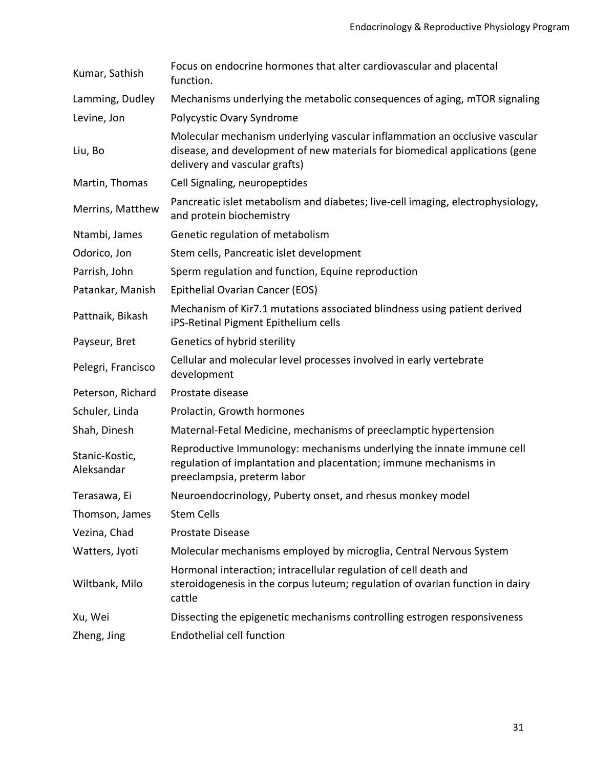| | |
|---|---|
| Kumar, Sathish | Focus on endocrine hormones that alter cardiovascular and placental function. |
| Lamming, Dudley | Mechanisms underlying the metabolic consequences of aging, mTOR signaling |
| Levine, Jon | Polycystic Ovary Syndrome |
| Liu, Bo | Molecular mechanism underlying vascular inflammation an occlusive vascular disease, and development of new materials for biomedical applications (gene delivery and vascular grafts) |
| Martin, Thomas | Cell Signaling, neuropeptides |
| Merrins, Matthew | Pancreatic islet metabolism and diabetes; live-cell imaging, electrophysiology, and protein biochemistry |
| Ntambi, James | Genetic regulation of metabolism |
| Odorico, Jon | Stem cells, Pancreatic islet development |
| Parrish, John | Sperm regulation and function, Equine reproduction |
| Patankar, Manish | Epithelial Ovarian Cancer (EOS) |
| Pattnaik, Bikash | Mechanism of Kir7.1 mutations associated blindness using patient derived iPS-Retinal Pigment Epithelium cells |
| Payseur, Bret | Genetics of hybrid sterility |
| Pelegri, Francisco | Cellular and molecular level processes involved in early vertebrate development |
| Peterson, Richard | Prostate disease |
| Schuler, Linda | Prolactin, Growth hormones |
| Shah, Dinesh | Maternal-Fetal Medicine, mechanisms of preeclamptic hypertension |
| Stanic-Kostic, Aleksandar | Reproductive Immunology: mechanisms underlying the innate immune cell regulation of implantation and placentation; immune mechanisms in preeclampsia, preterm labor |
| Terasawa, Ei | Neuroendocrinology, Puberty onset, and rhesus monkey model |
| Thomson, James | Stem Cells |
| Vezina, Chad | Prostate Disease |
| Watters, Jyoti | Molecular mechanisms employed by microglia, Central Nervous System |
| Wiltbank, Milo | Hormonal interaction; intracellular regulation of cell death and steroidogenesis in the corpus luteum; regulation of ovarian function in dairy cattle |
| Xu, Wei | Dissecting the epigenetic mechanisms controlling estrogen responsiveness |
| Zheng, Jing | Endothelial cell function |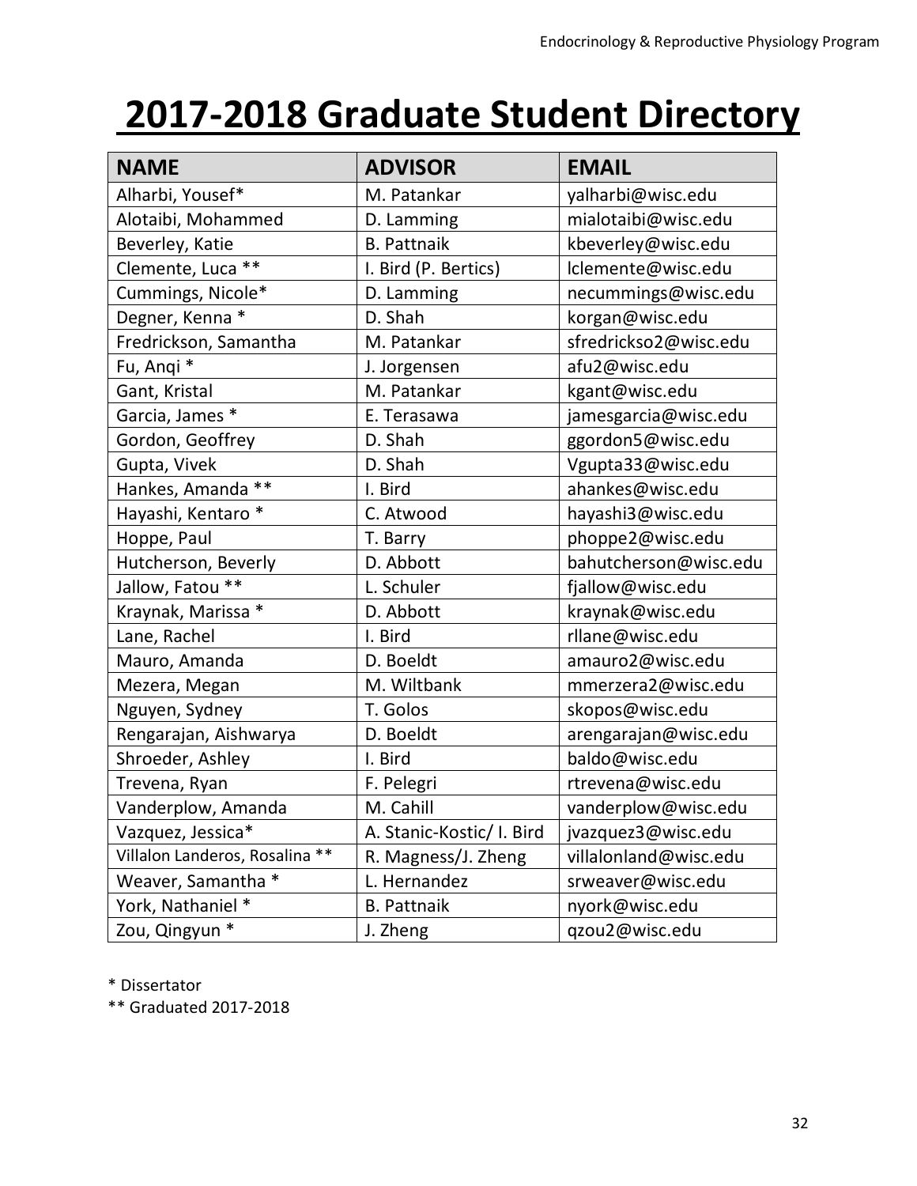# 2017-2018 Graduate Student Directory

| NAME | ADVISOR | EMAIL |
|---|---|---|
| Alharbi, Yousef* | M. Patankar | yalharbi@wisc.edu |
| Alotaibi, Mohammed | D. Lamming | mialotaibi@wisc.edu |
| Beverley, Katie | B. Pattnaik | kbeverley@wisc.edu |
| Clemente, Luca ** | I. Bird (P. Bertics) | lclemente@wisc.edu |
| Cummings, Nicole* | D. Lamming | necummings@wisc.edu |
| Degner, Kenna * | D. Shah | korgan@wisc.edu |
| Fredrickson, Samantha | M. Patankar | sfredrickso2@wisc.edu |
| Fu, Anqi * | J. Jorgensen | afu2@wisc.edu |
| Gant, Kristal | M. Patankar | kgant@wisc.edu |
| Garcia, James * | E. Terasawa | jamesgarcia@wisc.edu |
| Gordon, Geoffrey | D. Shah | ggordon5@wisc.edu |
| Gupta, Vivek | D. Shah | Vgupta33@wisc.edu |
| Hankes, Amanda ** | I. Bird | ahankes@wisc.edu |
| Hayashi, Kentaro * | C. Atwood | hayashi3@wisc.edu |
| Hoppe, Paul | T. Barry | phoppe2@wisc.edu |
| Hutcherson, Beverly | D. Abbott | bahutcherson@wisc.edu |
| Jallow, Fatou ** | L. Schuler | fjallow@wisc.edu |
| Kraynak, Marissa * | D. Abbott | kraynak@wisc.edu |
| Lane, Rachel | I. Bird | rllane@wisc.edu |
| Mauro, Amanda | D. Boeldt | amauro2@wisc.edu |
| Mezera, Megan | M. Wiltbank | mmerzera2@wisc.edu |
| Nguyen, Sydney | T. Golos | skopos@wisc.edu |
| Rengarajan, Aishwarya | D. Boeldt | arengarajan@wisc.edu |
| Shroeder, Ashley | I. Bird | baldo@wisc.edu |
| Trevena, Ryan | F. Pelegri | rtrevena@wisc.edu |
| Vanderplow, Amanda | M. Cahill | vanderplow@wisc.edu |
| Vazquez, Jessica* | A. Stanic-Kostic/ I. Bird | jvazquez3@wisc.edu |
| Villalon Landeros, Rosalina ** | R. Magness/J. Zheng | villalonland@wisc.edu |
| Weaver, Samantha * | L. Hernandez | srweaver@wisc.edu |
| York, Nathaniel * | B. Pattnaik | nyork@wisc.edu |
| Zou, Qingyun * | J. Zheng | qzou2@wisc.edu |

\* Dissertator

\*\* Graduated 2017-2018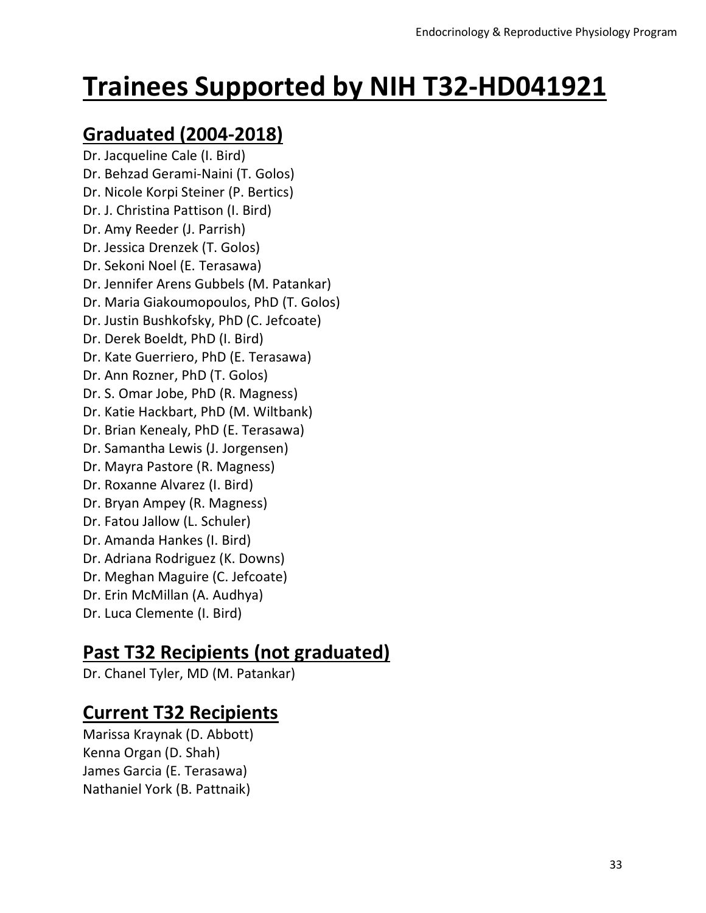# Trainees Supported by NIH T32-HD041921

## Graduated (2004-2018)

Dr. Jacqueline Cale (I. Bird)
Dr. Behzad Gerami-Naini (T. Golos)
Dr. Nicole Korpi Steiner (P. Bertics)
Dr. J. Christina Pattison (I. Bird)
Dr. Amy Reeder (J. Parrish)
Dr. Jessica Drenzek (T. Golos)
Dr. Sekoni Noel (E. Terasawa)
Dr. Jennifer Arens Gubbels (M. Patankar)
Dr. Maria Giakoumopoulos, PhD (T. Golos)
Dr. Justin Bushkofsky, PhD (C. Jefcoate)
Dr. Derek Boeldt, PhD (I. Bird)
Dr. Kate Guerriero, PhD (E. Terasawa)
Dr. Ann Rozner, PhD (T. Golos)
Dr. S. Omar Jobe, PhD (R. Magness)
Dr. Katie Hackbart, PhD (M. Wiltbank)
Dr. Brian Kenealy, PhD (E. Terasawa)
Dr. Samantha Lewis (J. Jorgensen)
Dr. Mayra Pastore (R. Magness)
Dr. Roxanne Alvarez (I. Bird)
Dr. Bryan Ampey (R. Magness)
Dr. Fatou Jallow (L. Schuler)
Dr. Amanda Hankes (I. Bird)
Dr. Adriana Rodriguez (K. Downs)
Dr. Meghan Maguire (C. Jefcoate)
Dr. Erin McMillan (A. Audhya)
Dr. Luca Clemente (I. Bird)

## Past T32 Recipients (not graduated)

Dr. Chanel Tyler, MD (M. Patankar)

## Current T32 Recipients

Marissa Kraynak (D. Abbott)
Kenna Organ (D. Shah)
James Garcia (E. Terasawa)
Nathaniel York (B. Pattnaik)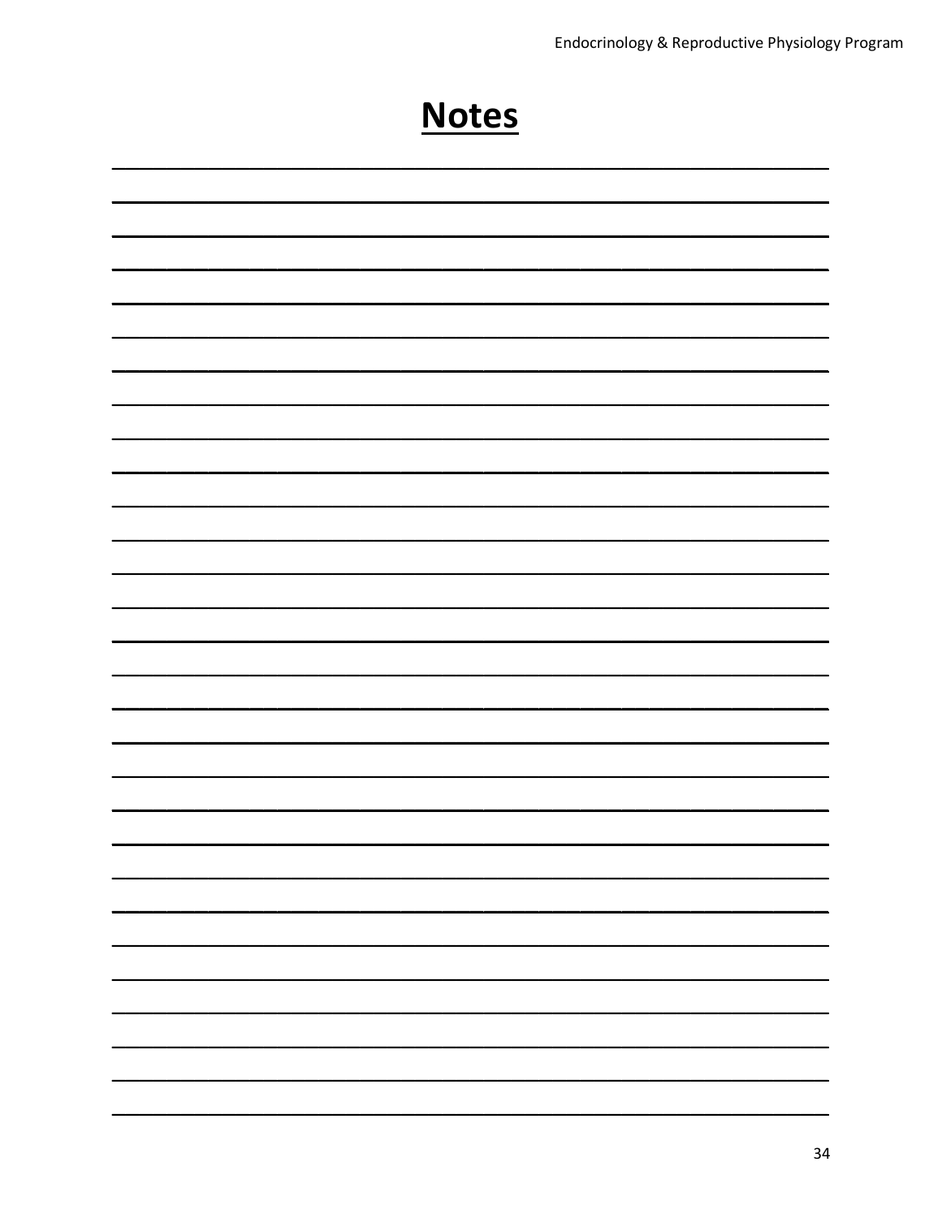# Notes